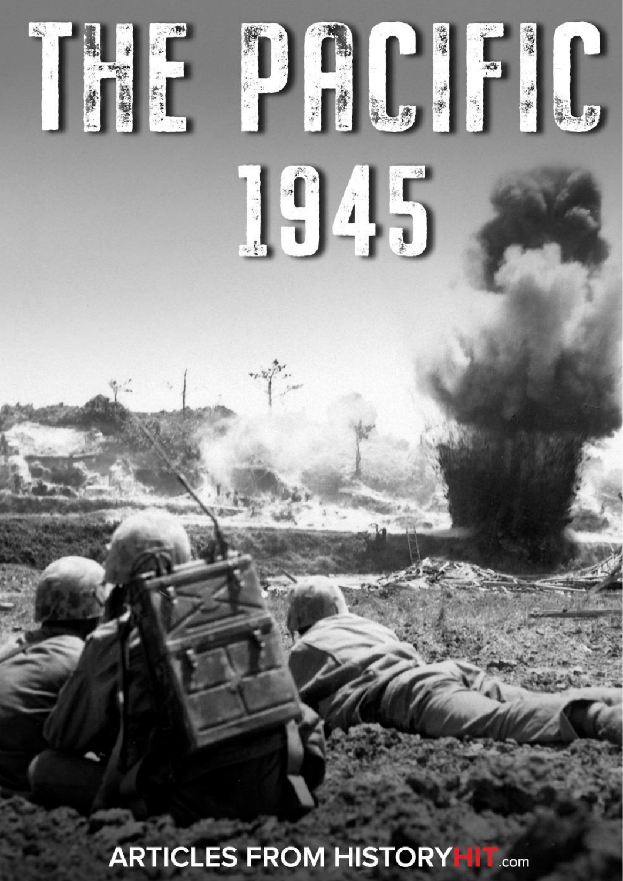# THE PACIFIC 1945

ARTICLES FROM HISTORYHIT.com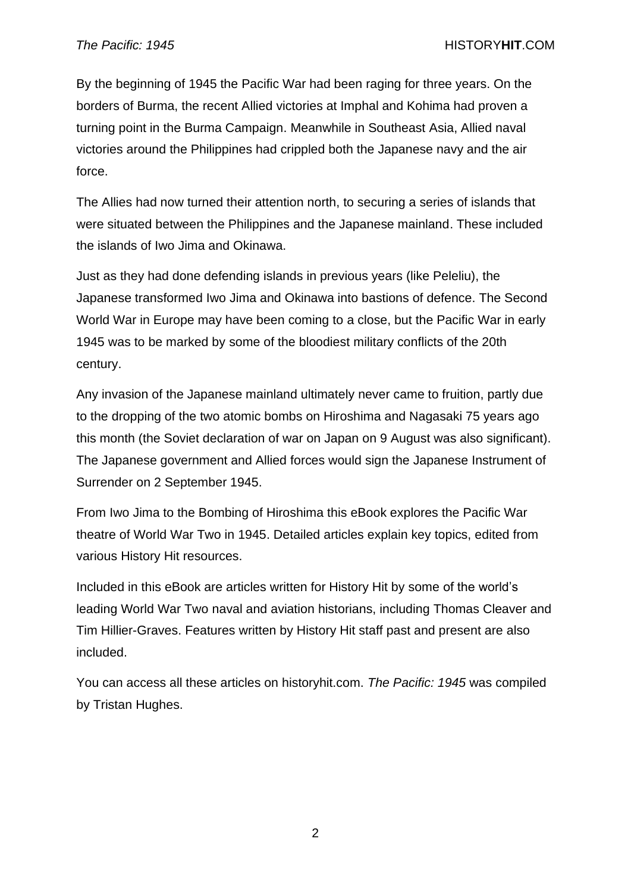By the beginning of 1945 the Pacific War had been raging for three years. On the borders of Burma, the recent Allied victories at Imphal and Kohima had proven a turning point in the Burma Campaign. Meanwhile in Southeast Asia, Allied naval victories around the Philippines had crippled both the Japanese navy and the air force.

The Allies had now turned their attention north, to securing a series of islands that were situated between the Philippines and the Japanese mainland. These included the islands of Iwo Jima and Okinawa.

Just as they had done defending islands in previous years (like Peleliu), the Japanese transformed Iwo Jima and Okinawa into bastions of defence. The Second World War in Europe may have been coming to a close, but the Pacific War in early 1945 was to be marked by some of the bloodiest military conflicts of the 20th century.

Any invasion of the Japanese mainland ultimately never came to fruition, partly due to the dropping of the two atomic bombs on Hiroshima and Nagasaki 75 years ago this month (the Soviet declaration of war on Japan on 9 August was also significant). The Japanese government and Allied forces would sign the Japanese Instrument of Surrender on 2 September 1945.

From Iwo Jima to the Bombing of Hiroshima this eBook explores the Pacific War theatre of World War Two in 1945. Detailed articles explain key topics, edited from various History Hit resources.

Included in this eBook are articles written for History Hit by some of the world's leading World War Two naval and aviation historians, including Thomas Cleaver and Tim Hillier-Graves. Features written by History Hit staff past and present are also included.

You can access all these articles on historyhit.com. *The Pacific: 1945* was compiled by Tristan Hughes.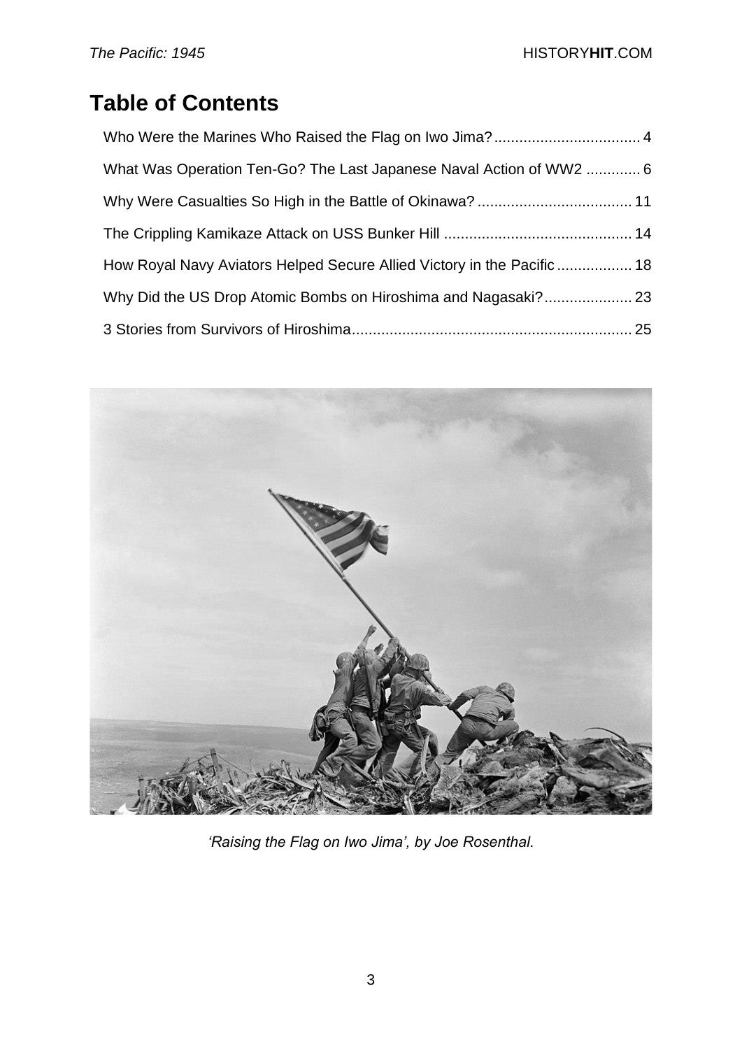# Table of Contents

- Who Were the Marines Who Raised the Flag on Iwo Jima? ... 4
- What Was Operation Ten-Go? The Last Japanese Naval Action of WW2 ... 6
- Why Were Casualties So High in the Battle of Okinawa? ... 11
- The Crippling Kamikaze Attack on USS Bunker Hill ... 14
- How Royal Navy Aviators Helped Secure Allied Victory in the Pacific ... 18
- Why Did the US Drop Atomic Bombs on Hiroshima and Nagasaki? ... 23
- 3 Stories from Survivors of Hiroshima ... 25

*'Raising the Flag on Iwo Jima', by Joe Rosenthal.*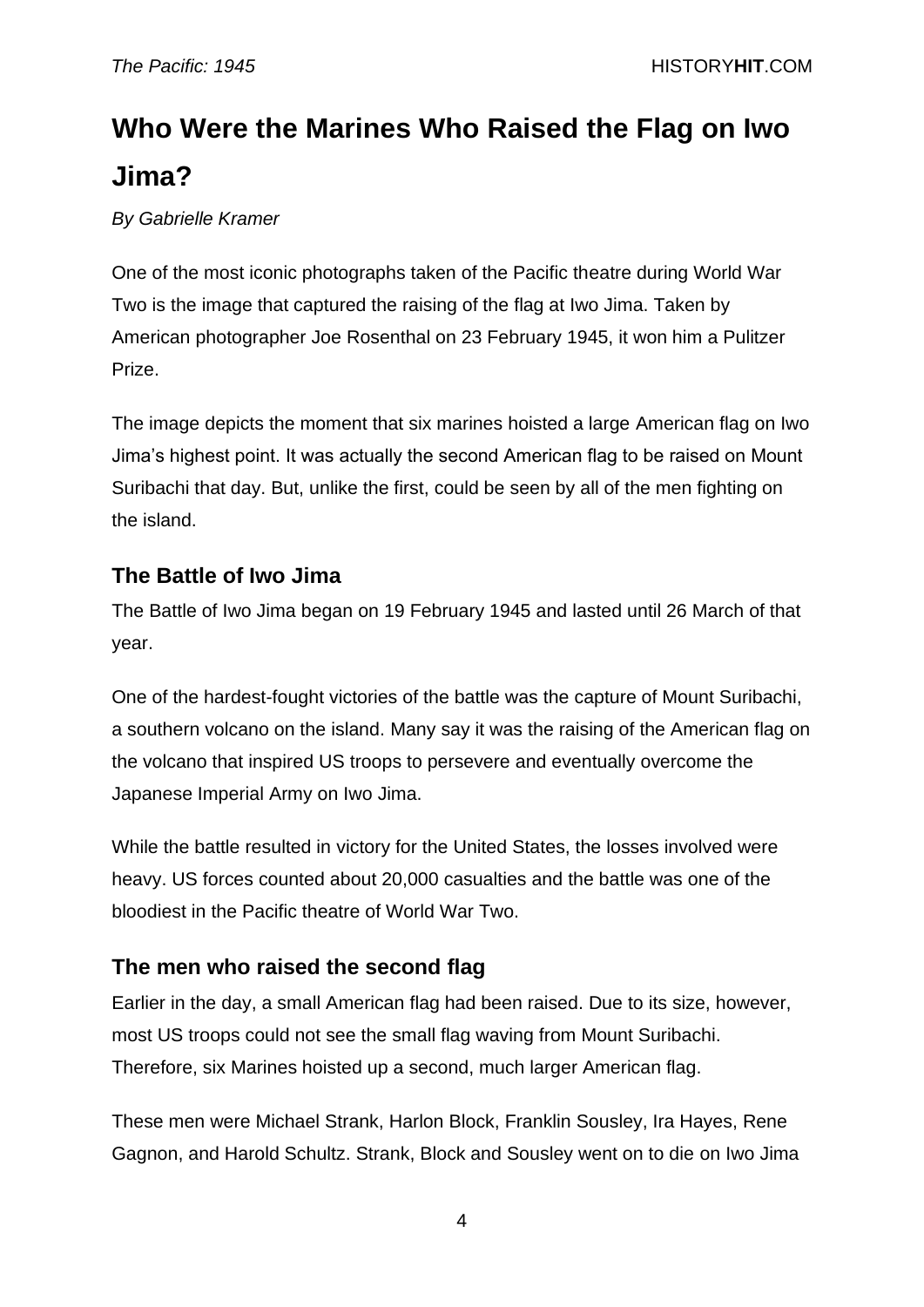# Who Were the Marines Who Raised the Flag on Iwo Jima?

*By Gabrielle Kramer*

One of the most iconic photographs taken of the Pacific theatre during World War Two is the image that captured the raising of the flag at Iwo Jima. Taken by American photographer Joe Rosenthal on 23 February 1945, it won him a Pulitzer Prize.

The image depicts the moment that six marines hoisted a large American flag on Iwo Jima's highest point. It was actually the second American flag to be raised on Mount Suribachi that day. But, unlike the first, could be seen by all of the men fighting on the island.

## The Battle of Iwo Jima

The Battle of Iwo Jima began on 19 February 1945 and lasted until 26 March of that year.

One of the hardest-fought victories of the battle was the capture of Mount Suribachi, a southern volcano on the island. Many say it was the raising of the American flag on the volcano that inspired US troops to persevere and eventually overcome the Japanese Imperial Army on Iwo Jima.

While the battle resulted in victory for the United States, the losses involved were heavy. US forces counted about 20,000 casualties and the battle was one of the bloodiest in the Pacific theatre of World War Two.

## The men who raised the second flag

Earlier in the day, a small American flag had been raised. Due to its size, however, most US troops could not see the small flag waving from Mount Suribachi. Therefore, six Marines hoisted up a second, much larger American flag.

These men were Michael Strank, Harlon Block, Franklin Sousley, Ira Hayes, Rene Gagnon, and Harold Schultz. Strank, Block and Sousley went on to die on Iwo Jima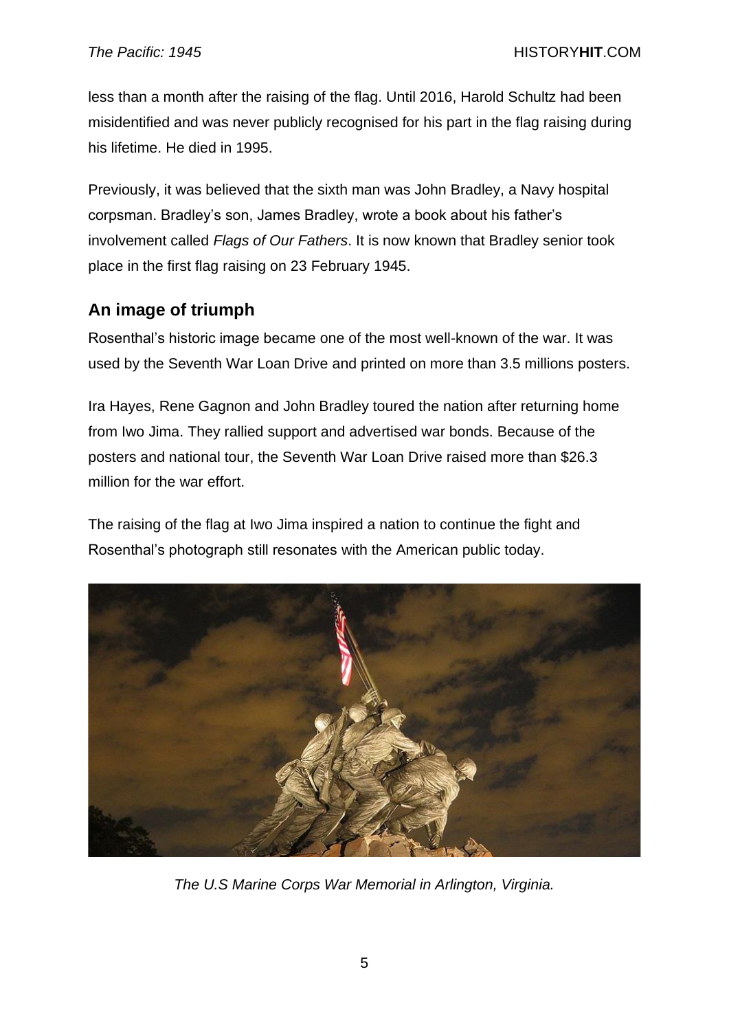less than a month after the raising of the flag. Until 2016, Harold Schultz had been misidentified and was never publicly recognised for his part in the flag raising during his lifetime. He died in 1995.

Previously, it was believed that the sixth man was John Bradley, a Navy hospital corpsman. Bradley's son, James Bradley, wrote a book about his father's involvement called *Flags of Our Fathers*. It is now known that Bradley senior took place in the first flag raising on 23 February 1945.

## An image of triumph

Rosenthal's historic image became one of the most well-known of the war. It was used by the Seventh War Loan Drive and printed on more than 3.5 millions posters.

Ira Hayes, Rene Gagnon and John Bradley toured the nation after returning home from Iwo Jima. They rallied support and advertised war bonds. Because of the posters and national tour, the Seventh War Loan Drive raised more than $26.3 million for the war effort.

The raising of the flag at Iwo Jima inspired a nation to continue the fight and Rosenthal's photograph still resonates with the American public today.

*The U.S Marine Corps War Memorial in Arlington, Virginia.*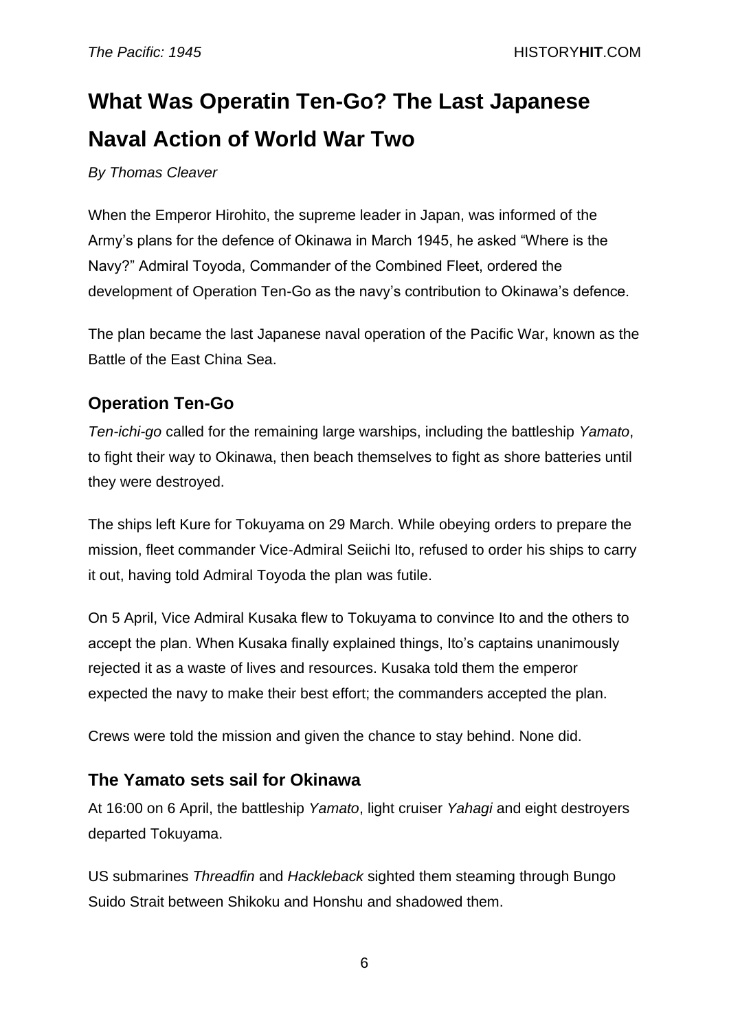# What Was Operatin Ten-Go? The Last Japanese Naval Action of World War Two

*By Thomas Cleaver*

When the Emperor Hirohito, the supreme leader in Japan, was informed of the Army's plans for the defence of Okinawa in March 1945, he asked "Where is the Navy?" Admiral Toyoda, Commander of the Combined Fleet, ordered the development of Operation Ten-Go as the navy's contribution to Okinawa's defence.

The plan became the last Japanese naval operation of the Pacific War, known as the Battle of the East China Sea.

## Operation Ten-Go

*Ten-ichi-go* called for the remaining large warships, including the battleship *Yamato*, to fight their way to Okinawa, then beach themselves to fight as shore batteries until they were destroyed.

The ships left Kure for Tokuyama on 29 March. While obeying orders to prepare the mission, fleet commander Vice-Admiral Seiichi Ito, refused to order his ships to carry it out, having told Admiral Toyoda the plan was futile.

On 5 April, Vice Admiral Kusaka flew to Tokuyama to convince Ito and the others to accept the plan. When Kusaka finally explained things, Ito's captains unanimously rejected it as a waste of lives and resources. Kusaka told them the emperor expected the navy to make their best effort; the commanders accepted the plan.

Crews were told the mission and given the chance to stay behind. None did.

## The Yamato sets sail for Okinawa

At 16:00 on 6 April, the battleship *Yamato*, light cruiser *Yahagi* and eight destroyers departed Tokuyama.

US submarines *Threadfin* and *Hackleback* sighted them steaming through Bungo Suido Strait between Shikoku and Honshu and shadowed them.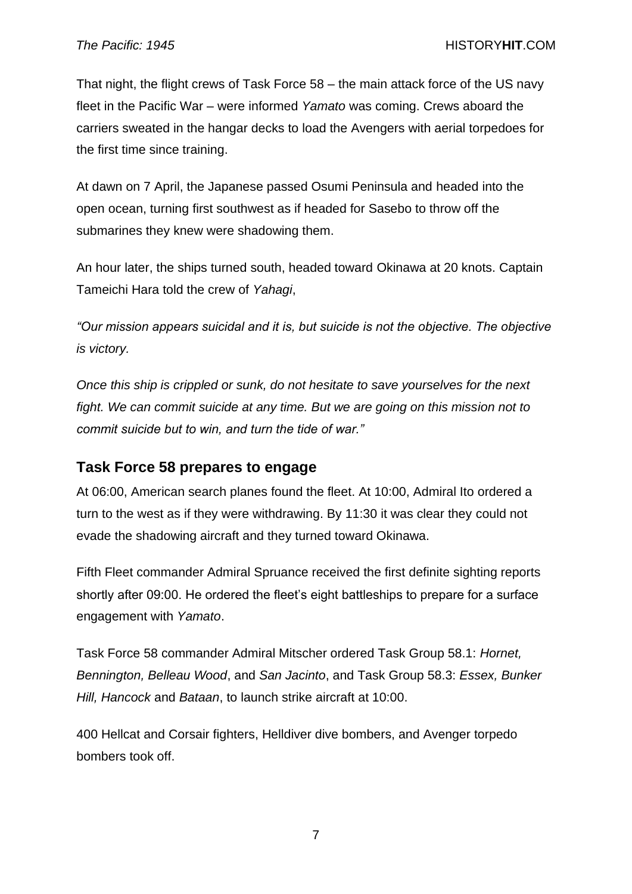That night, the flight crews of Task Force 58 – the main attack force of the US navy fleet in the Pacific War – were informed *Yamato* was coming. Crews aboard the carriers sweated in the hangar decks to load the Avengers with aerial torpedoes for the first time since training.

At dawn on 7 April, the Japanese passed Osumi Peninsula and headed into the open ocean, turning first southwest as if headed for Sasebo to throw off the submarines they knew were shadowing them.

An hour later, the ships turned south, headed toward Okinawa at 20 knots. Captain Tameichi Hara told the crew of *Yahagi*,

*"Our mission appears suicidal and it is, but suicide is not the objective. The objective is victory.*

*Once this ship is crippled or sunk, do not hesitate to save yourselves for the next fight. We can commit suicide at any time. But we are going on this mission not to commit suicide but to win, and turn the tide of war."*

## Task Force 58 prepares to engage

At 06:00, American search planes found the fleet. At 10:00, Admiral Ito ordered a turn to the west as if they were withdrawing. By 11:30 it was clear they could not evade the shadowing aircraft and they turned toward Okinawa.

Fifth Fleet commander Admiral Spruance received the first definite sighting reports shortly after 09:00. He ordered the fleet's eight battleships to prepare for a surface engagement with *Yamato*.

Task Force 58 commander Admiral Mitscher ordered Task Group 58.1: *Hornet, Bennington, Belleau Wood*, and *San Jacinto*, and Task Group 58.3: *Essex, Bunker Hill, Hancock* and *Bataan*, to launch strike aircraft at 10:00.

400 Hellcat and Corsair fighters, Helldiver dive bombers, and Avenger torpedo bombers took off.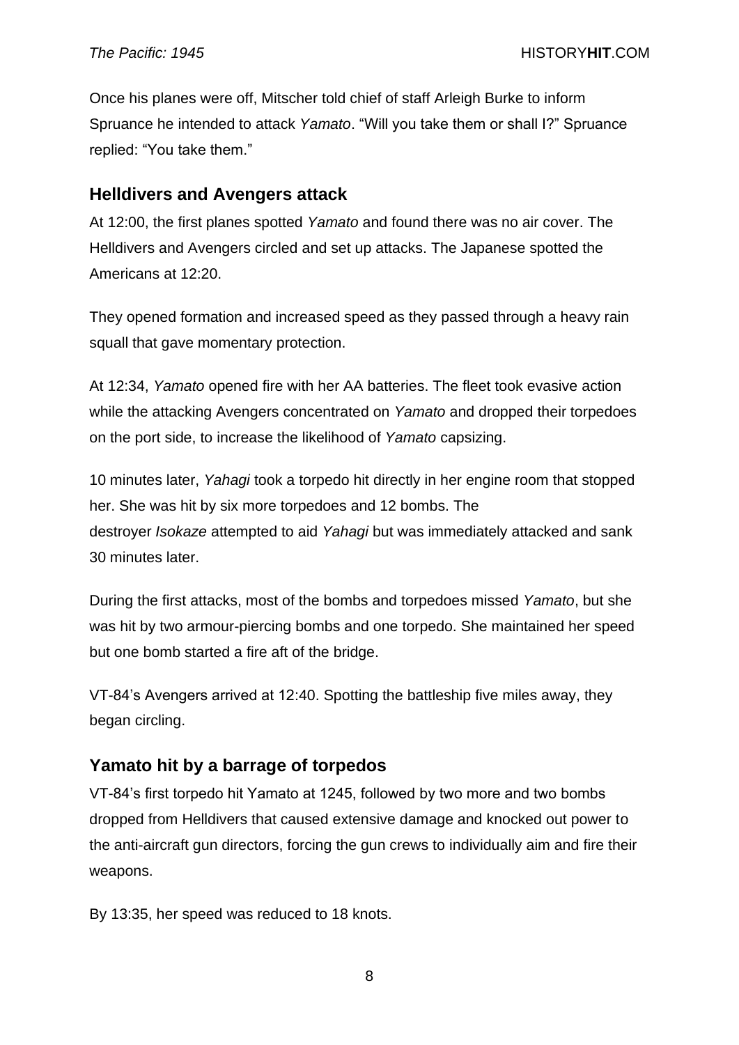Once his planes were off, Mitscher told chief of staff Arleigh Burke to inform Spruance he intended to attack *Yamato*. "Will you take them or shall I?" Spruance replied: "You take them."

## Helldivers and Avengers attack

At 12:00, the first planes spotted *Yamato* and found there was no air cover. The Helldivers and Avengers circled and set up attacks. The Japanese spotted the Americans at 12:20.

They opened formation and increased speed as they passed through a heavy rain squall that gave momentary protection.

At 12:34, *Yamato* opened fire with her AA batteries. The fleet took evasive action while the attacking Avengers concentrated on *Yamato* and dropped their torpedoes on the port side, to increase the likelihood of *Yamato* capsizing.

10 minutes later, *Yahagi* took a torpedo hit directly in her engine room that stopped her. She was hit by six more torpedoes and 12 bombs. The destroyer *Isokaze* attempted to aid *Yahagi* but was immediately attacked and sank 30 minutes later.

During the first attacks, most of the bombs and torpedoes missed *Yamato*, but she was hit by two armour-piercing bombs and one torpedo. She maintained her speed but one bomb started a fire aft of the bridge.

VT-84's Avengers arrived at 12:40. Spotting the battleship five miles away, they began circling.

## Yamato hit by a barrage of torpedos

VT-84's first torpedo hit Yamato at 1245, followed by two more and two bombs dropped from Helldivers that caused extensive damage and knocked out power to the anti-aircraft gun directors, forcing the gun crews to individually aim and fire their weapons.

By 13:35, her speed was reduced to 18 knots.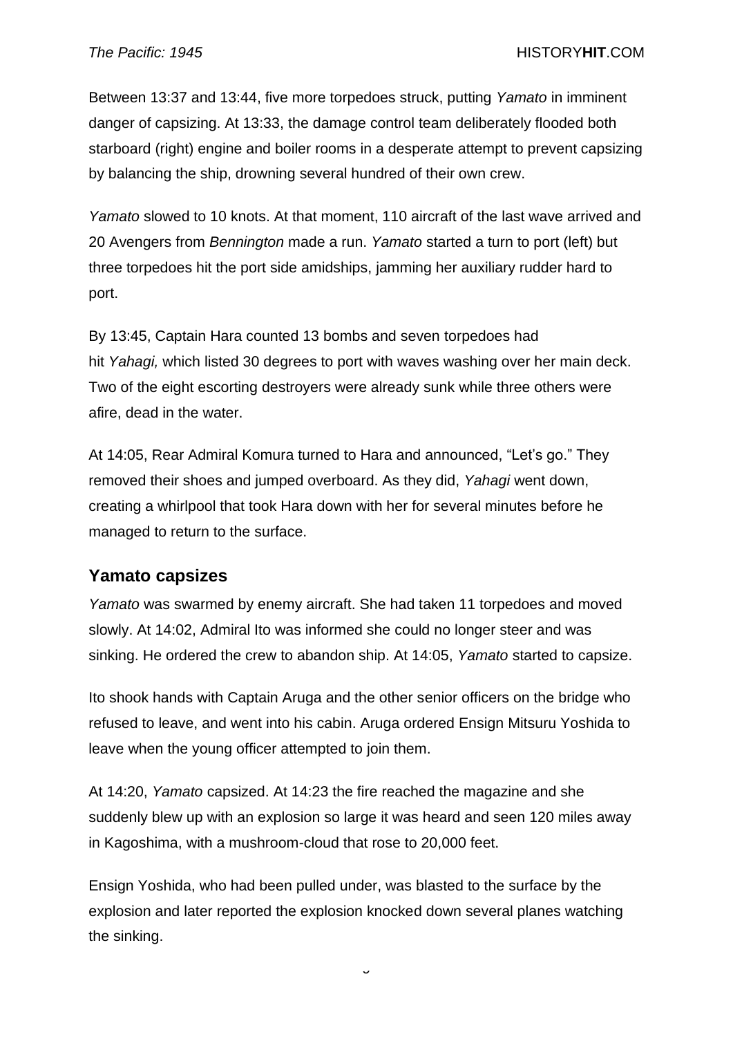Between 13:37 and 13:44, five more torpedoes struck, putting *Yamato* in imminent danger of capsizing. At 13:33, the damage control team deliberately flooded both starboard (right) engine and boiler rooms in a desperate attempt to prevent capsizing by balancing the ship, drowning several hundred of their own crew.

*Yamato* slowed to 10 knots. At that moment, 110 aircraft of the last wave arrived and 20 Avengers from *Bennington* made a run. *Yamato* started a turn to port (left) but three torpedoes hit the port side amidships, jamming her auxiliary rudder hard to port.

By 13:45, Captain Hara counted 13 bombs and seven torpedoes had hit *Yahagi,* which listed 30 degrees to port with waves washing over her main deck. Two of the eight escorting destroyers were already sunk while three others were afire, dead in the water.

At 14:05, Rear Admiral Komura turned to Hara and announced, "Let's go." They removed their shoes and jumped overboard. As they did, *Yahagi* went down, creating a whirlpool that took Hara down with her for several minutes before he managed to return to the surface.

## Yamato capsizes

*Yamato* was swarmed by enemy aircraft. She had taken 11 torpedoes and moved slowly. At 14:02, Admiral Ito was informed she could no longer steer and was sinking. He ordered the crew to abandon ship. At 14:05, *Yamato* started to capsize.

Ito shook hands with Captain Aruga and the other senior officers on the bridge who refused to leave, and went into his cabin. Aruga ordered Ensign Mitsuru Yoshida to leave when the young officer attempted to join them.

At 14:20, *Yamato* capsized. At 14:23 the fire reached the magazine and she suddenly blew up with an explosion so large it was heard and seen 120 miles away in Kagoshima, with a mushroom-cloud that rose to 20,000 feet.

Ensign Yoshida, who had been pulled under, was blasted to the surface by the explosion and later reported the explosion knocked down several planes watching the sinking.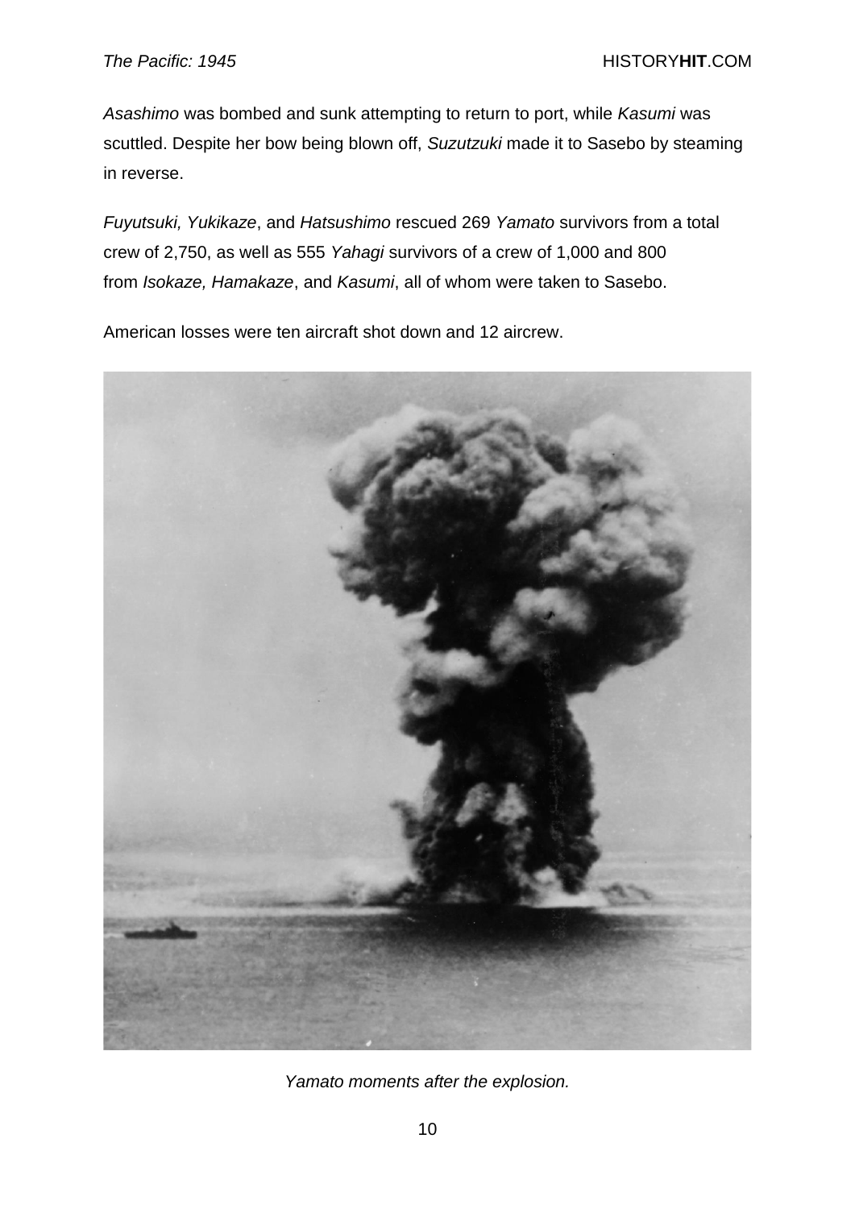*Asashimo* was bombed and sunk attempting to return to port, while *Kasumi* was scuttled. Despite her bow being blown off, *Suzutzuki* made it to Sasebo by steaming in reverse.

*Fuyutsuki, Yukikaze*, and *Hatsushimo* rescued 269 *Yamato* survivors from a total crew of 2,750, as well as 555 *Yahagi* survivors of a crew of 1,000 and 800 from *Isokaze, Hamakaze*, and *Kasumi*, all of whom were taken to Sasebo.

American losses were ten aircraft shot down and 12 aircrew.

*Yamato moments after the explosion.*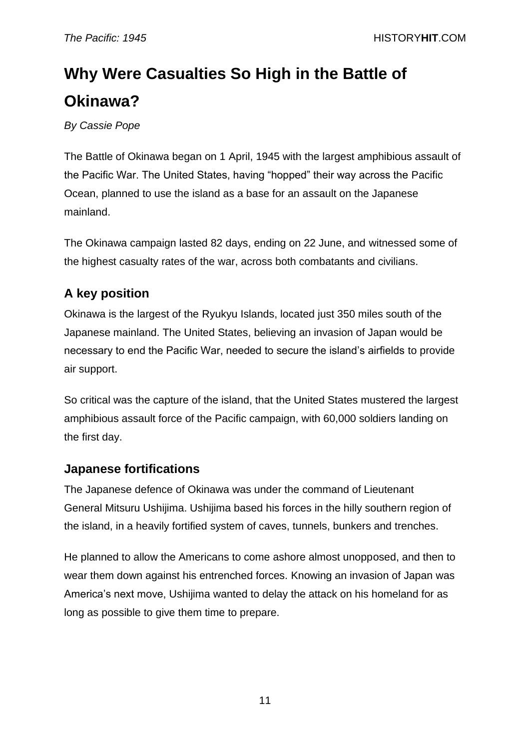# Why Were Casualties So High in the Battle of Okinawa?

*By Cassie Pope*

The Battle of Okinawa began on 1 April, 1945 with the largest amphibious assault of the Pacific War. The United States, having "hopped" their way across the Pacific Ocean, planned to use the island as a base for an assault on the Japanese mainland.

The Okinawa campaign lasted 82 days, ending on 22 June, and witnessed some of the highest casualty rates of the war, across both combatants and civilians.

## A key position

Okinawa is the largest of the Ryukyu Islands, located just 350 miles south of the Japanese mainland. The United States, believing an invasion of Japan would be necessary to end the Pacific War, needed to secure the island's airfields to provide air support.

So critical was the capture of the island, that the United States mustered the largest amphibious assault force of the Pacific campaign, with 60,000 soldiers landing on the first day.

## Japanese fortifications

The Japanese defence of Okinawa was under the command of Lieutenant General Mitsuru Ushijima. Ushijima based his forces in the hilly southern region of the island, in a heavily fortified system of caves, tunnels, bunkers and trenches.

He planned to allow the Americans to come ashore almost unopposed, and then to wear them down against his entrenched forces. Knowing an invasion of Japan was America's next move, Ushijima wanted to delay the attack on his homeland for as long as possible to give them time to prepare.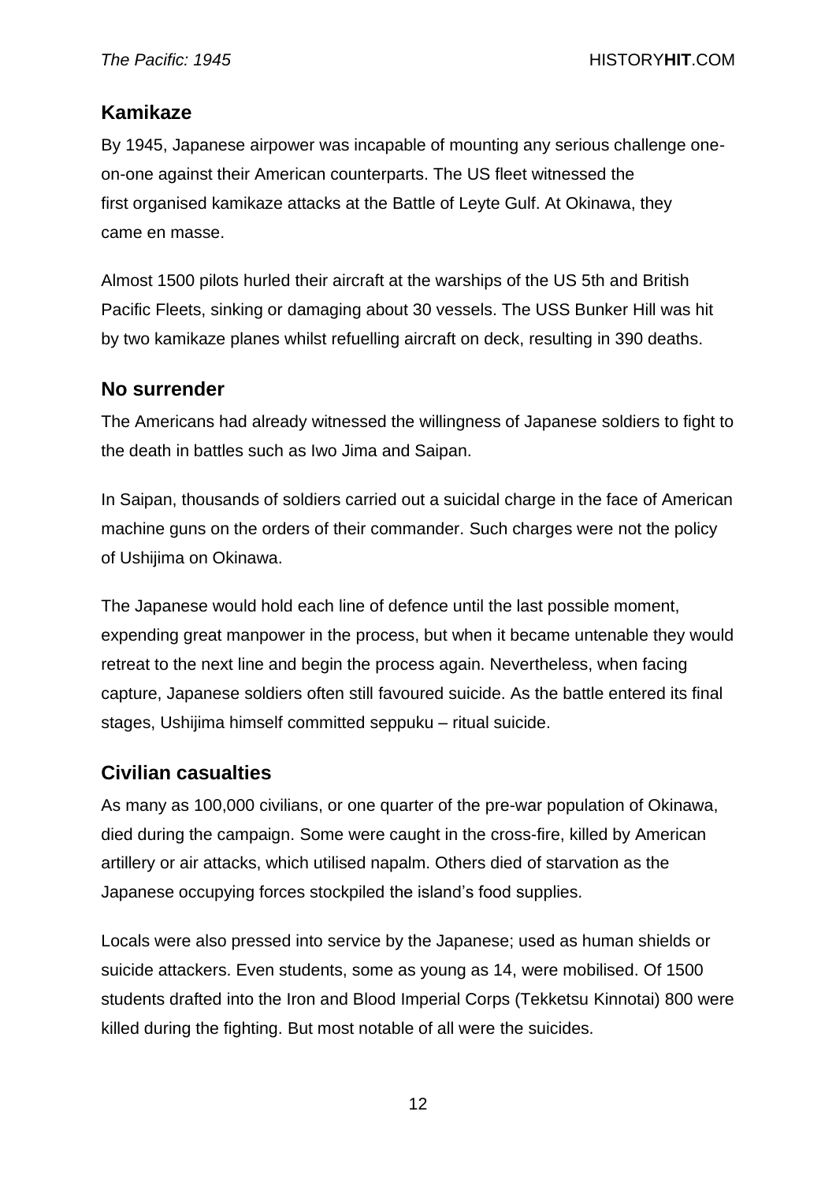## Kamikaze

By 1945, Japanese airpower was incapable of mounting any serious challenge one-on-one against their American counterparts. The US fleet witnessed the first organised kamikaze attacks at the Battle of Leyte Gulf. At Okinawa, they came en masse.

Almost 1500 pilots hurled their aircraft at the warships of the US 5th and British Pacific Fleets, sinking or damaging about 30 vessels. The USS Bunker Hill was hit by two kamikaze planes whilst refuelling aircraft on deck, resulting in 390 deaths.

## No surrender

The Americans had already witnessed the willingness of Japanese soldiers to fight to the death in battles such as Iwo Jima and Saipan.

In Saipan, thousands of soldiers carried out a suicidal charge in the face of American machine guns on the orders of their commander. Such charges were not the policy of Ushijima on Okinawa.

The Japanese would hold each line of defence until the last possible moment, expending great manpower in the process, but when it became untenable they would retreat to the next line and begin the process again. Nevertheless, when facing capture, Japanese soldiers often still favoured suicide. As the battle entered its final stages, Ushijima himself committed seppuku – ritual suicide.

## Civilian casualties

As many as 100,000 civilians, or one quarter of the pre-war population of Okinawa, died during the campaign. Some were caught in the cross-fire, killed by American artillery or air attacks, which utilised napalm. Others died of starvation as the Japanese occupying forces stockpiled the island's food supplies.

Locals were also pressed into service by the Japanese; used as human shields or suicide attackers. Even students, some as young as 14, were mobilised. Of 1500 students drafted into the Iron and Blood Imperial Corps (Tekketsu Kinnotai) 800 were killed during the fighting. But most notable of all were the suicides.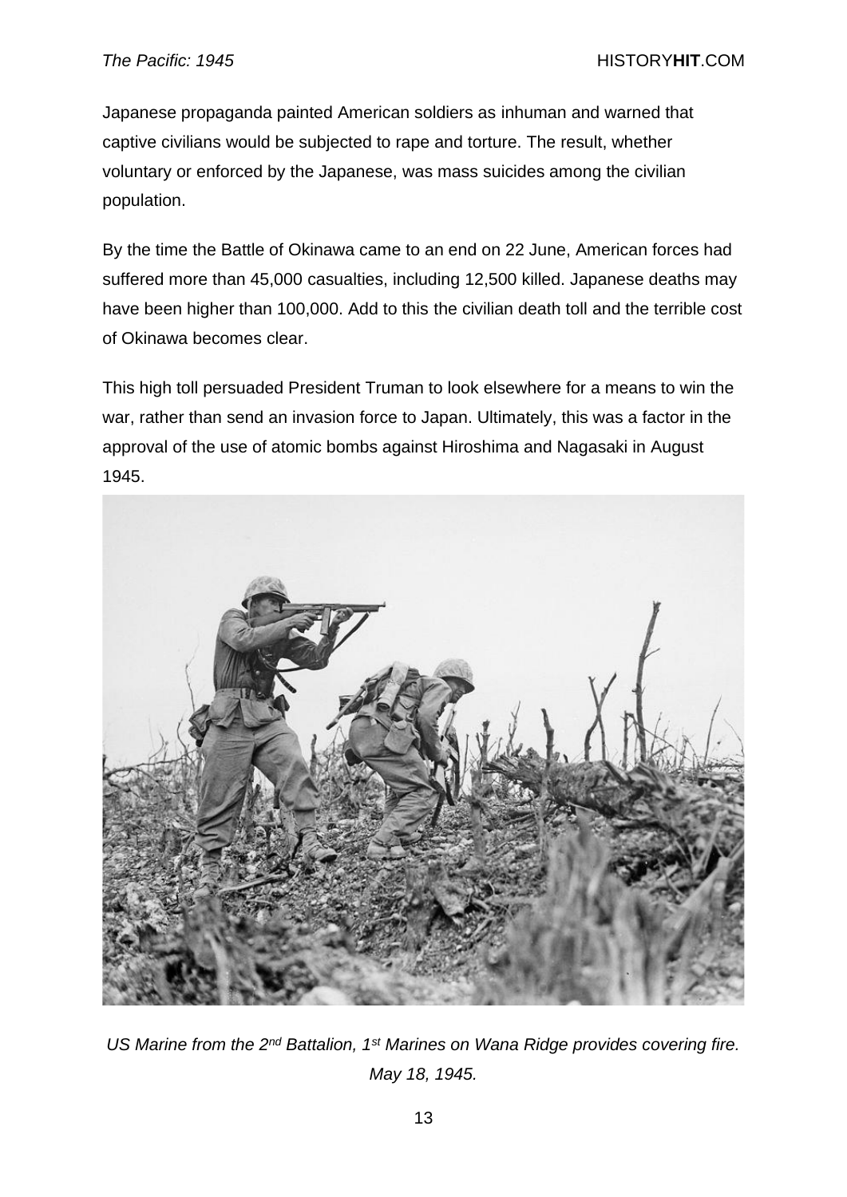Japanese propaganda painted American soldiers as inhuman and warned that captive civilians would be subjected to rape and torture. The result, whether voluntary or enforced by the Japanese, was mass suicides among the civilian population.

By the time the Battle of Okinawa came to an end on 22 June, American forces had suffered more than 45,000 casualties, including 12,500 killed. Japanese deaths may have been higher than 100,000. Add to this the civilian death toll and the terrible cost of Okinawa becomes clear.

This high toll persuaded President Truman to look elsewhere for a means to win the war, rather than send an invasion force to Japan. Ultimately, this was a factor in the approval of the use of atomic bombs against Hiroshima and Nagasaki in August 1945.

*US Marine from the 2nd Battalion, 1st Marines on Wana Ridge provides covering fire. May 18, 1945.*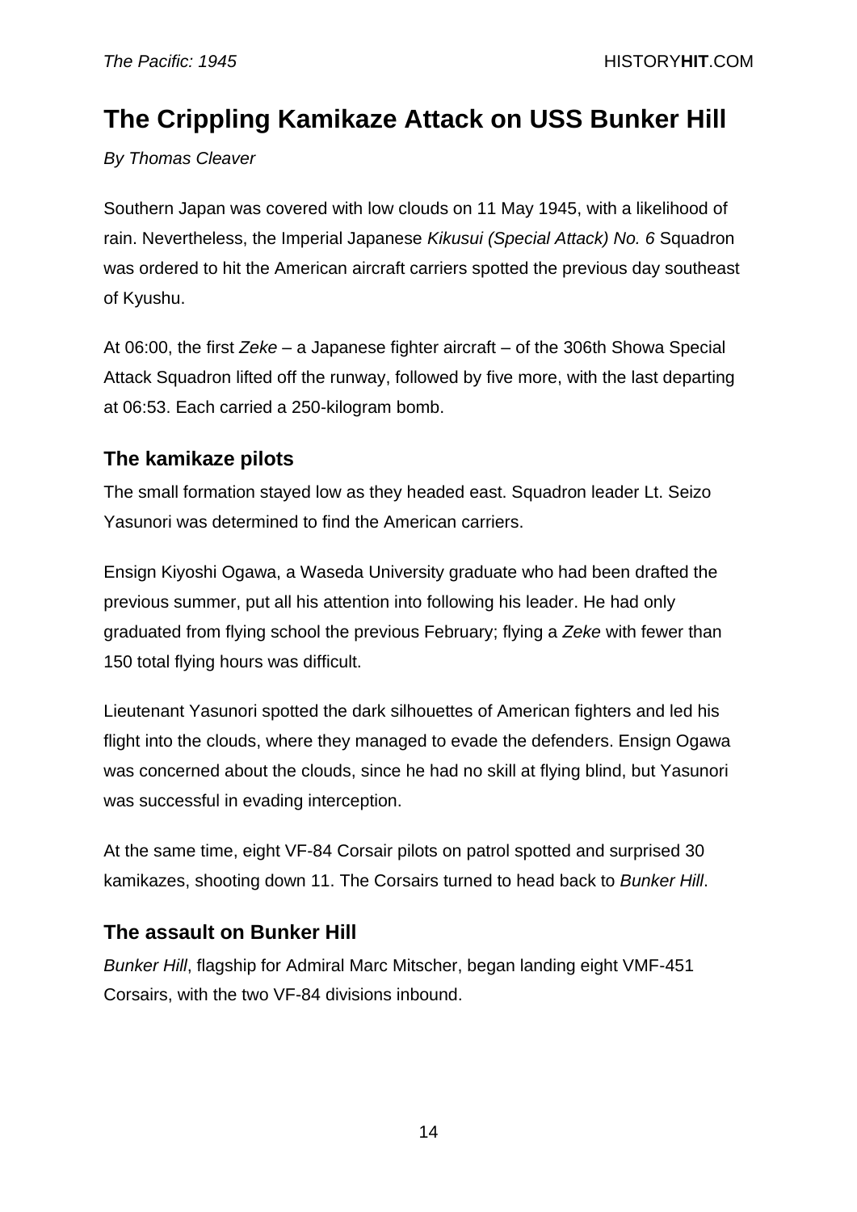# The Crippling Kamikaze Attack on USS Bunker Hill

*By Thomas Cleaver*

Southern Japan was covered with low clouds on 11 May 1945, with a likelihood of rain. Nevertheless, the Imperial Japanese *Kikusui (Special Attack) No. 6* Squadron was ordered to hit the American aircraft carriers spotted the previous day southeast of Kyushu.

At 06:00, the first *Zeke* – a Japanese fighter aircraft – of the 306th Showa Special Attack Squadron lifted off the runway, followed by five more, with the last departing at 06:53. Each carried a 250-kilogram bomb.

## The kamikaze pilots

The small formation stayed low as they headed east. Squadron leader Lt. Seizo Yasunori was determined to find the American carriers.

Ensign Kiyoshi Ogawa, a Waseda University graduate who had been drafted the previous summer, put all his attention into following his leader. He had only graduated from flying school the previous February; flying a *Zeke* with fewer than 150 total flying hours was difficult.

Lieutenant Yasunori spotted the dark silhouettes of American fighters and led his flight into the clouds, where they managed to evade the defenders. Ensign Ogawa was concerned about the clouds, since he had no skill at flying blind, but Yasunori was successful in evading interception.

At the same time, eight VF-84 Corsair pilots on patrol spotted and surprised 30 kamikazes, shooting down 11. The Corsairs turned to head back to *Bunker Hill*.

## The assault on Bunker Hill

*Bunker Hill*, flagship for Admiral Marc Mitscher, began landing eight VMF-451 Corsairs, with the two VF-84 divisions inbound.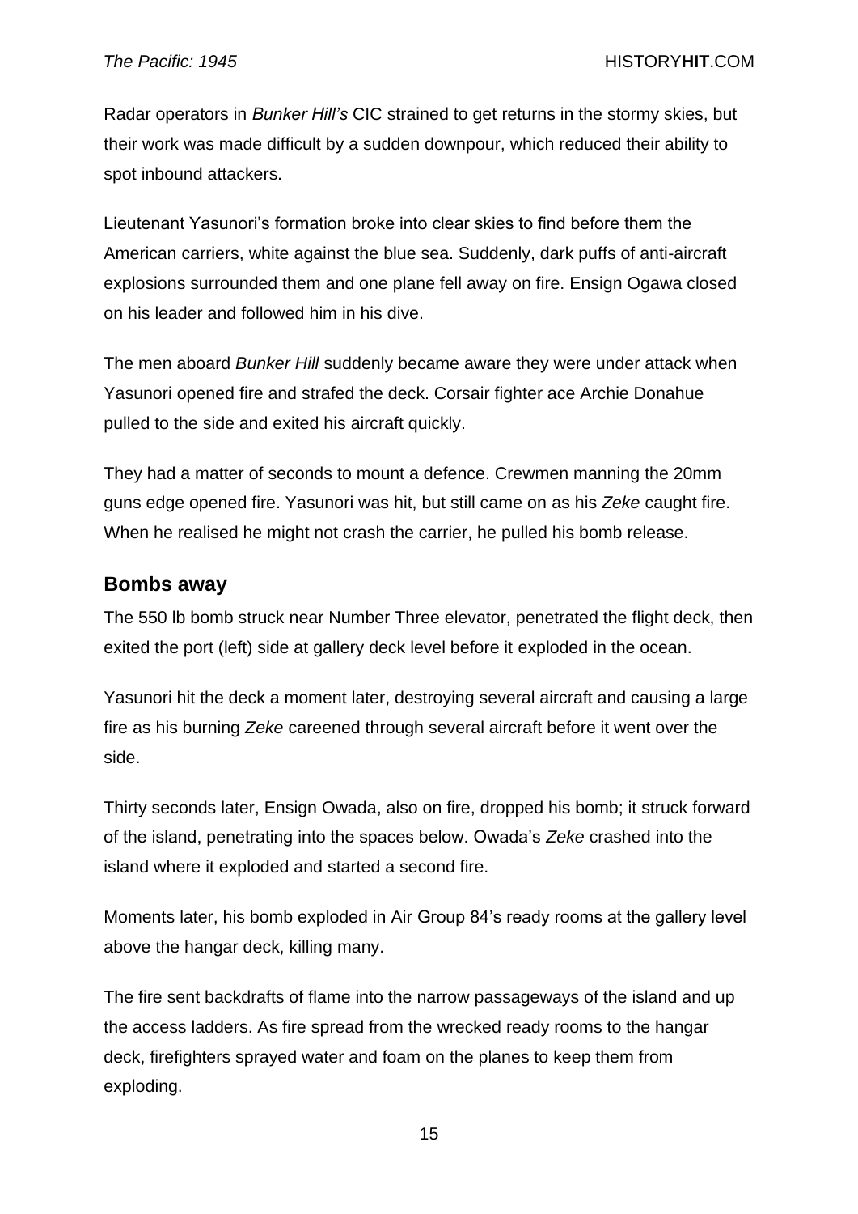Radar operators in *Bunker Hill's* CIC strained to get returns in the stormy skies, but their work was made difficult by a sudden downpour, which reduced their ability to spot inbound attackers.

Lieutenant Yasunori's formation broke into clear skies to find before them the American carriers, white against the blue sea. Suddenly, dark puffs of anti-aircraft explosions surrounded them and one plane fell away on fire. Ensign Ogawa closed on his leader and followed him in his dive.

The men aboard *Bunker Hill* suddenly became aware they were under attack when Yasunori opened fire and strafed the deck. Corsair fighter ace Archie Donahue pulled to the side and exited his aircraft quickly.

They had a matter of seconds to mount a defence. Crewmen manning the 20mm guns edge opened fire. Yasunori was hit, but still came on as his *Zeke* caught fire. When he realised he might not crash the carrier, he pulled his bomb release.

## Bombs away

The 550 lb bomb struck near Number Three elevator, penetrated the flight deck, then exited the port (left) side at gallery deck level before it exploded in the ocean.

Yasunori hit the deck a moment later, destroying several aircraft and causing a large fire as his burning *Zeke* careened through several aircraft before it went over the side.

Thirty seconds later, Ensign Owada, also on fire, dropped his bomb; it struck forward of the island, penetrating into the spaces below. Owada's *Zeke* crashed into the island where it exploded and started a second fire.

Moments later, his bomb exploded in Air Group 84's ready rooms at the gallery level above the hangar deck, killing many.

The fire sent backdrafts of flame into the narrow passageways of the island and up the access ladders. As fire spread from the wrecked ready rooms to the hangar deck, firefighters sprayed water and foam on the planes to keep them from exploding.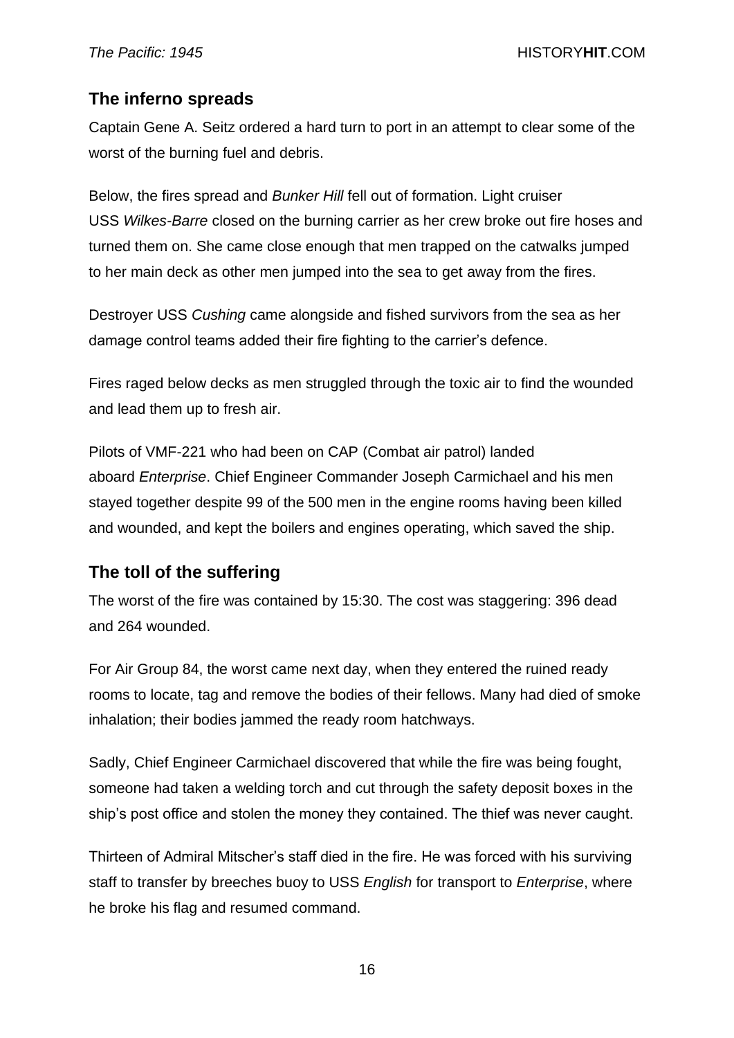## The inferno spreads

Captain Gene A. Seitz ordered a hard turn to port in an attempt to clear some of the worst of the burning fuel and debris.

Below, the fires spread and *Bunker Hill* fell out of formation. Light cruiser USS *Wilkes-Barre* closed on the burning carrier as her crew broke out fire hoses and turned them on. She came close enough that men trapped on the catwalks jumped to her main deck as other men jumped into the sea to get away from the fires.

Destroyer USS *Cushing* came alongside and fished survivors from the sea as her damage control teams added their fire fighting to the carrier's defence.

Fires raged below decks as men struggled through the toxic air to find the wounded and lead them up to fresh air.

Pilots of VMF-221 who had been on CAP (Combat air patrol) landed aboard *Enterprise*. Chief Engineer Commander Joseph Carmichael and his men stayed together despite 99 of the 500 men in the engine rooms having been killed and wounded, and kept the boilers and engines operating, which saved the ship.

## The toll of the suffering

The worst of the fire was contained by 15:30. The cost was staggering: 396 dead and 264 wounded.

For Air Group 84, the worst came next day, when they entered the ruined ready rooms to locate, tag and remove the bodies of their fellows. Many had died of smoke inhalation; their bodies jammed the ready room hatchways.

Sadly, Chief Engineer Carmichael discovered that while the fire was being fought, someone had taken a welding torch and cut through the safety deposit boxes in the ship's post office and stolen the money they contained. The thief was never caught.

Thirteen of Admiral Mitscher's staff died in the fire. He was forced with his surviving staff to transfer by breeches buoy to USS *English* for transport to *Enterprise*, where he broke his flag and resumed command.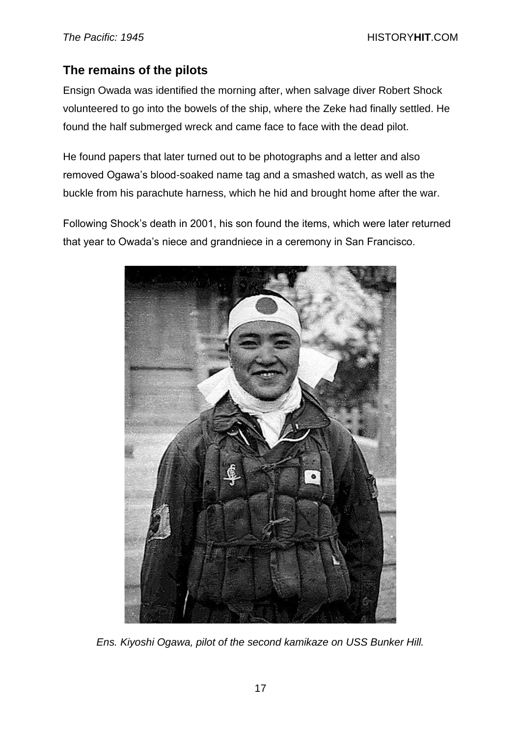## The remains of the pilots

Ensign Owada was identified the morning after, when salvage diver Robert Shock volunteered to go into the bowels of the ship, where the Zeke had finally settled. He found the half submerged wreck and came face to face with the dead pilot.

He found papers that later turned out to be photographs and a letter and also removed Ogawa's blood-soaked name tag and a smashed watch, as well as the buckle from his parachute harness, which he hid and brought home after the war.

Following Shock's death in 2001, his son found the items, which were later returned that year to Owada's niece and grandniece in a ceremony in San Francisco.

*Ens. Kiyoshi Ogawa, pilot of the second kamikaze on USS Bunker Hill.*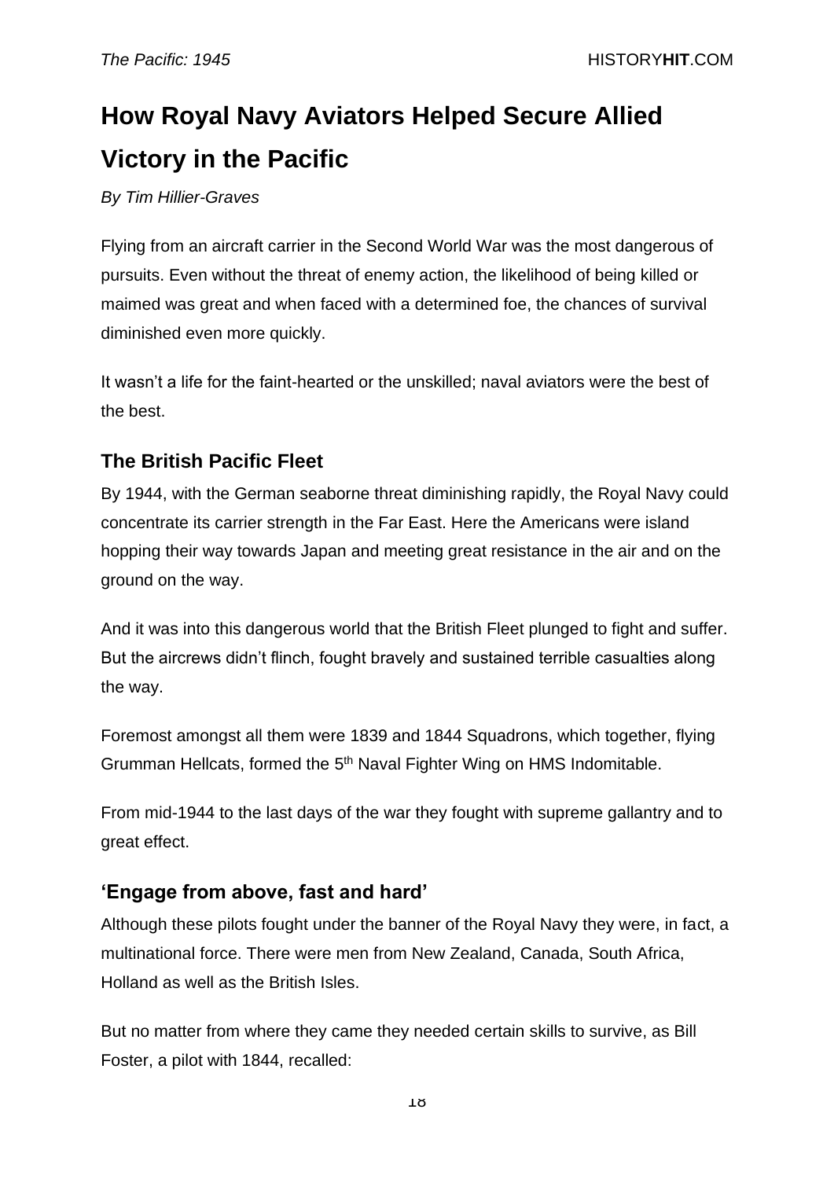# How Royal Navy Aviators Helped Secure Allied Victory in the Pacific

*By Tim Hillier-Graves*

Flying from an aircraft carrier in the Second World War was the most dangerous of pursuits. Even without the threat of enemy action, the likelihood of being killed or maimed was great and when faced with a determined foe, the chances of survival diminished even more quickly.

It wasn't a life for the faint-hearted or the unskilled; naval aviators were the best of the best.

## The British Pacific Fleet

By 1944, with the German seaborne threat diminishing rapidly, the Royal Navy could concentrate its carrier strength in the Far East. Here the Americans were island hopping their way towards Japan and meeting great resistance in the air and on the ground on the way.

And it was into this dangerous world that the British Fleet plunged to fight and suffer. But the aircrews didn't flinch, fought bravely and sustained terrible casualties along the way.

Foremost amongst all them were 1839 and 1844 Squadrons, which together, flying Grumman Hellcats, formed the 5th Naval Fighter Wing on HMS Indomitable.

From mid-1944 to the last days of the war they fought with supreme gallantry and to great effect.

## 'Engage from above, fast and hard'

Although these pilots fought under the banner of the Royal Navy they were, in fact, a multinational force. There were men from New Zealand, Canada, South Africa, Holland as well as the British Isles.

But no matter from where they came they needed certain skills to survive, as Bill Foster, a pilot with 1844, recalled: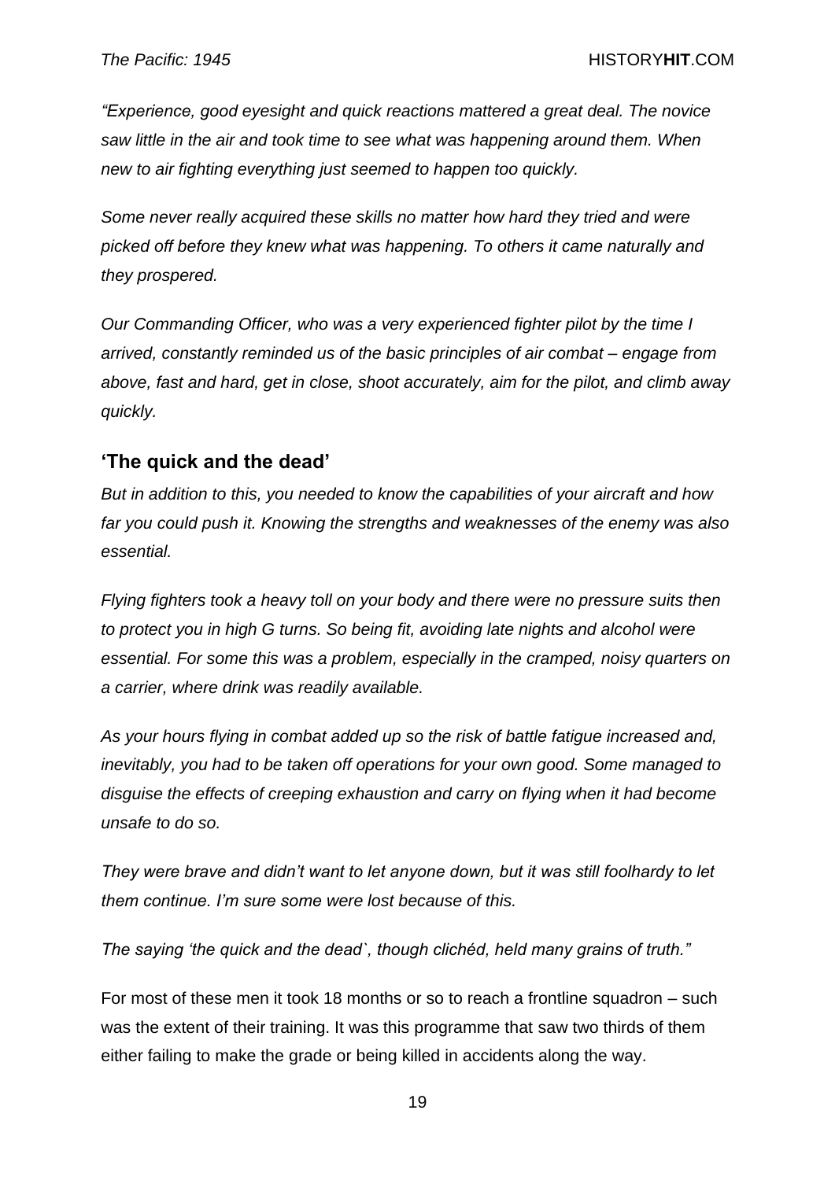*"Experience, good eyesight and quick reactions mattered a great deal. The novice saw little in the air and took time to see what was happening around them. When new to air fighting everything just seemed to happen too quickly.*

*Some never really acquired these skills no matter how hard they tried and were picked off before they knew what was happening. To others it came naturally and they prospered.*

*Our Commanding Officer, who was a very experienced fighter pilot by the time I arrived, constantly reminded us of the basic principles of air combat – engage from above, fast and hard, get in close, shoot accurately, aim for the pilot, and climb away quickly.*

## 'The quick and the dead'

*But in addition to this, you needed to know the capabilities of your aircraft and how far you could push it. Knowing the strengths and weaknesses of the enemy was also essential.*

*Flying fighters took a heavy toll on your body and there were no pressure suits then to protect you in high G turns. So being fit, avoiding late nights and alcohol were essential. For some this was a problem, especially in the cramped, noisy quarters on a carrier, where drink was readily available.*

*As your hours flying in combat added up so the risk of battle fatigue increased and, inevitably, you had to be taken off operations for your own good. Some managed to disguise the effects of creeping exhaustion and carry on flying when it had become unsafe to do so.*

*They were brave and didn't want to let anyone down, but it was still foolhardy to let them continue. I'm sure some were lost because of this.*

*The saying 'the quick and the dead`, though clichéd, held many grains of truth."*

For most of these men it took 18 months or so to reach a frontline squadron – such was the extent of their training. It was this programme that saw two thirds of them either failing to make the grade or being killed in accidents along the way.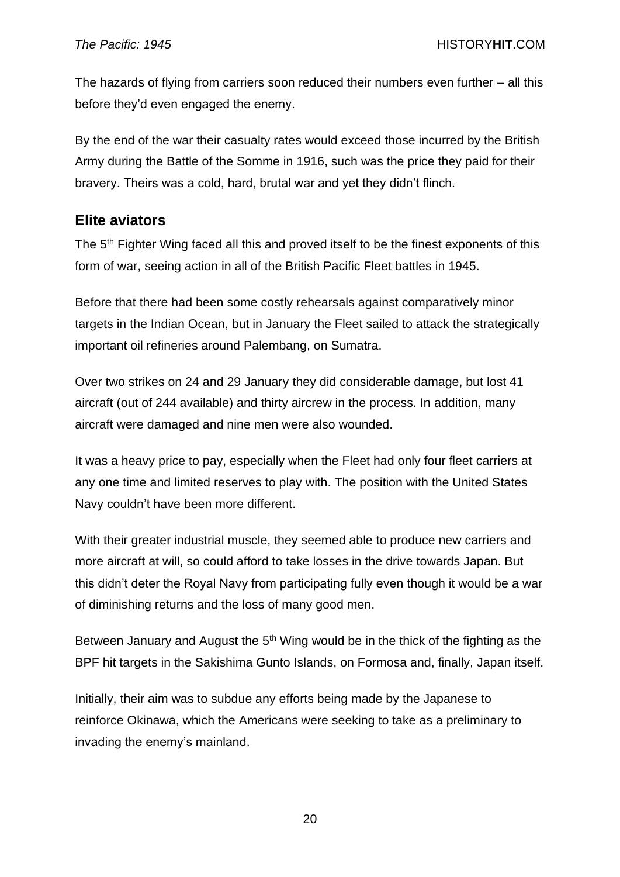The hazards of flying from carriers soon reduced their numbers even further – all this before they'd even engaged the enemy.

By the end of the war their casualty rates would exceed those incurred by the British Army during the Battle of the Somme in 1916, such was the price they paid for their bravery. Theirs was a cold, hard, brutal war and yet they didn't flinch.

## Elite aviators

The 5th Fighter Wing faced all this and proved itself to be the finest exponents of this form of war, seeing action in all of the British Pacific Fleet battles in 1945.

Before that there had been some costly rehearsals against comparatively minor targets in the Indian Ocean, but in January the Fleet sailed to attack the strategically important oil refineries around Palembang, on Sumatra.

Over two strikes on 24 and 29 January they did considerable damage, but lost 41 aircraft (out of 244 available) and thirty aircrew in the process. In addition, many aircraft were damaged and nine men were also wounded.

It was a heavy price to pay, especially when the Fleet had only four fleet carriers at any one time and limited reserves to play with. The position with the United States Navy couldn't have been more different.

With their greater industrial muscle, they seemed able to produce new carriers and more aircraft at will, so could afford to take losses in the drive towards Japan. But this didn't deter the Royal Navy from participating fully even though it would be a war of diminishing returns and the loss of many good men.

Between January and August the 5th Wing would be in the thick of the fighting as the BPF hit targets in the Sakishima Gunto Islands, on Formosa and, finally, Japan itself.

Initially, their aim was to subdue any efforts being made by the Japanese to reinforce Okinawa, which the Americans were seeking to take as a preliminary to invading the enemy's mainland.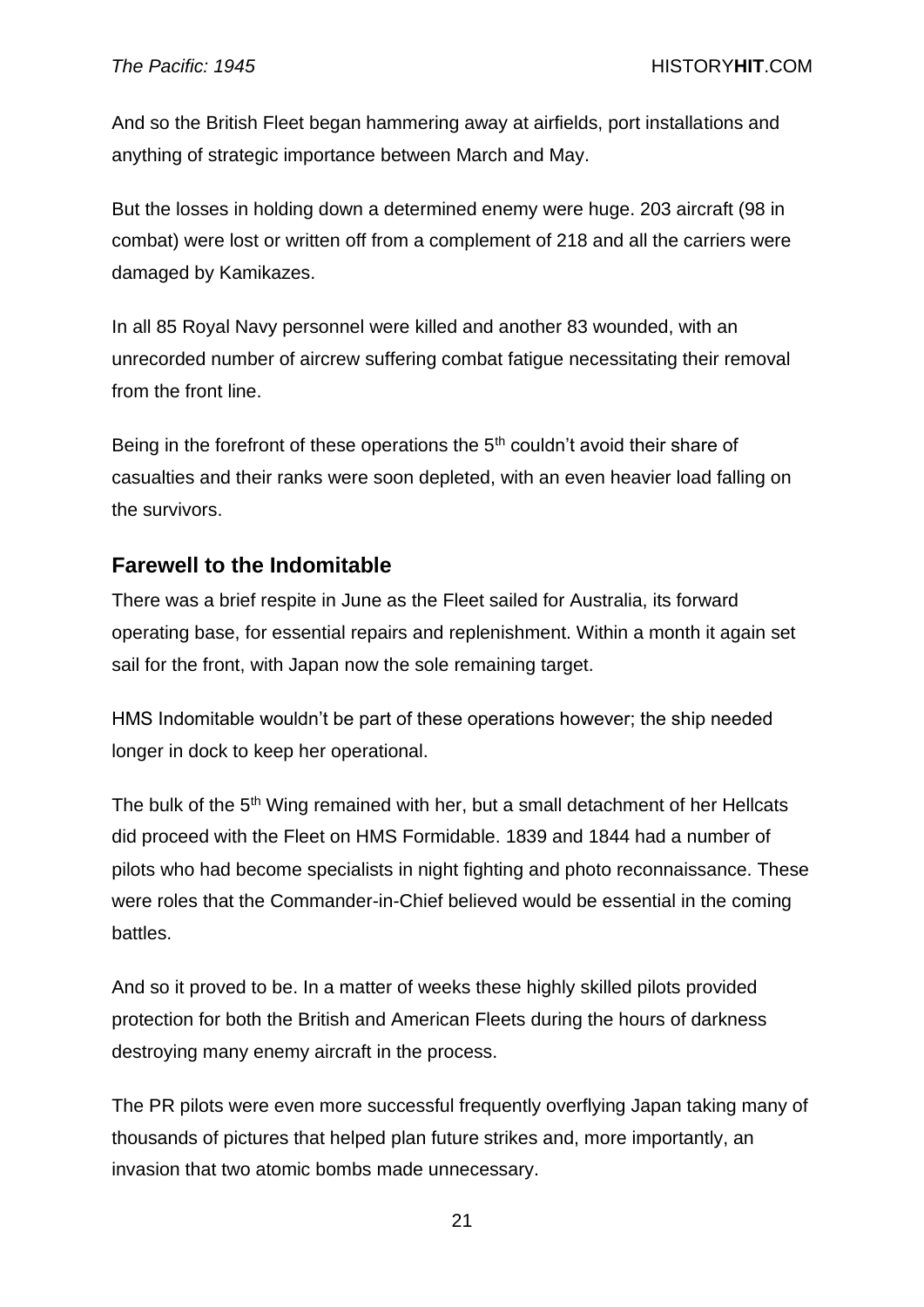And so the British Fleet began hammering away at airfields, port installations and anything of strategic importance between March and May.

But the losses in holding down a determined enemy were huge. 203 aircraft (98 in combat) were lost or written off from a complement of 218 and all the carriers were damaged by Kamikazes.

In all 85 Royal Navy personnel were killed and another 83 wounded, with an unrecorded number of aircrew suffering combat fatigue necessitating their removal from the front line.

Being in the forefront of these operations the 5th couldn't avoid their share of casualties and their ranks were soon depleted, with an even heavier load falling on the survivors.

## Farewell to the Indomitable

There was a brief respite in June as the Fleet sailed for Australia, its forward operating base, for essential repairs and replenishment. Within a month it again set sail for the front, with Japan now the sole remaining target.

HMS Indomitable wouldn't be part of these operations however; the ship needed longer in dock to keep her operational.

The bulk of the 5th Wing remained with her, but a small detachment of her Hellcats did proceed with the Fleet on HMS Formidable. 1839 and 1844 had a number of pilots who had become specialists in night fighting and photo reconnaissance. These were roles that the Commander-in-Chief believed would be essential in the coming battles.

And so it proved to be. In a matter of weeks these highly skilled pilots provided protection for both the British and American Fleets during the hours of darkness destroying many enemy aircraft in the process.

The PR pilots were even more successful frequently overflying Japan taking many of thousands of pictures that helped plan future strikes and, more importantly, an invasion that two atomic bombs made unnecessary.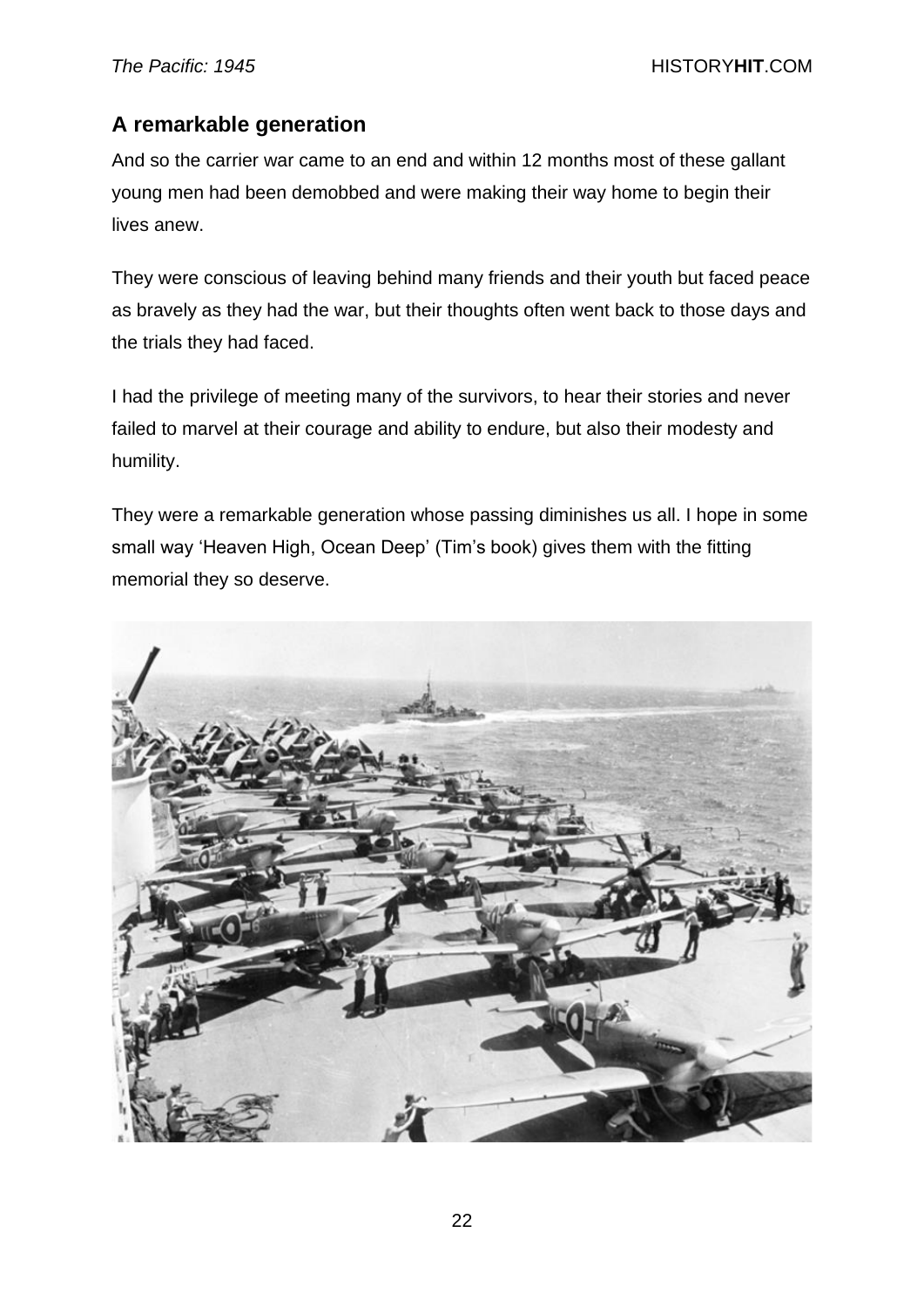## A remarkable generation

And so the carrier war came to an end and within 12 months most of these gallant young men had been demobbed and were making their way home to begin their lives anew.

They were conscious of leaving behind many friends and their youth but faced peace as bravely as they had the war, but their thoughts often went back to those days and the trials they had faced.

I had the privilege of meeting many of the survivors, to hear their stories and never failed to marvel at their courage and ability to endure, but also their modesty and humility.

They were a remarkable generation whose passing diminishes us all. I hope in some small way 'Heaven High, Ocean Deep' (Tim's book) gives them with the fitting memorial they so deserve.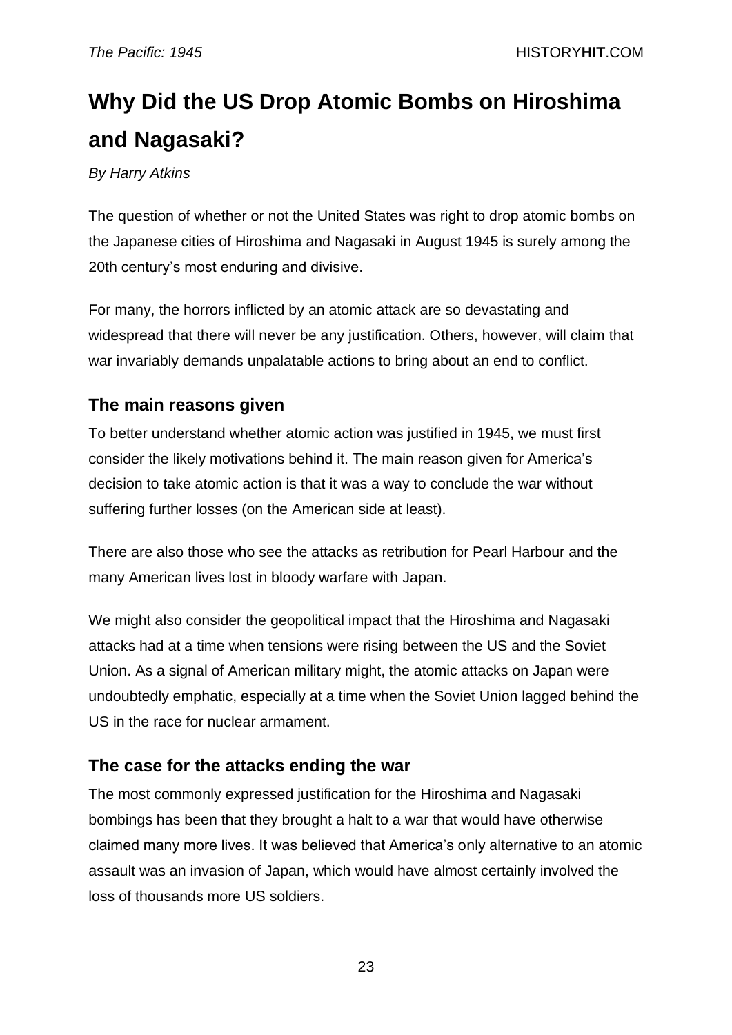# Why Did the US Drop Atomic Bombs on Hiroshima and Nagasaki?

*By Harry Atkins*

The question of whether or not the United States was right to drop atomic bombs on the Japanese cities of Hiroshima and Nagasaki in August 1945 is surely among the 20th century's most enduring and divisive.

For many, the horrors inflicted by an atomic attack are so devastating and widespread that there will never be any justification. Others, however, will claim that war invariably demands unpalatable actions to bring about an end to conflict.

## The main reasons given

To better understand whether atomic action was justified in 1945, we must first consider the likely motivations behind it. The main reason given for America's decision to take atomic action is that it was a way to conclude the war without suffering further losses (on the American side at least).

There are also those who see the attacks as retribution for Pearl Harbour and the many American lives lost in bloody warfare with Japan.

We might also consider the geopolitical impact that the Hiroshima and Nagasaki attacks had at a time when tensions were rising between the US and the Soviet Union. As a signal of American military might, the atomic attacks on Japan were undoubtedly emphatic, especially at a time when the Soviet Union lagged behind the US in the race for nuclear armament.

## The case for the attacks ending the war

The most commonly expressed justification for the Hiroshima and Nagasaki bombings has been that they brought a halt to a war that would have otherwise claimed many more lives. It was believed that America's only alternative to an atomic assault was an invasion of Japan, which would have almost certainly involved the loss of thousands more US soldiers.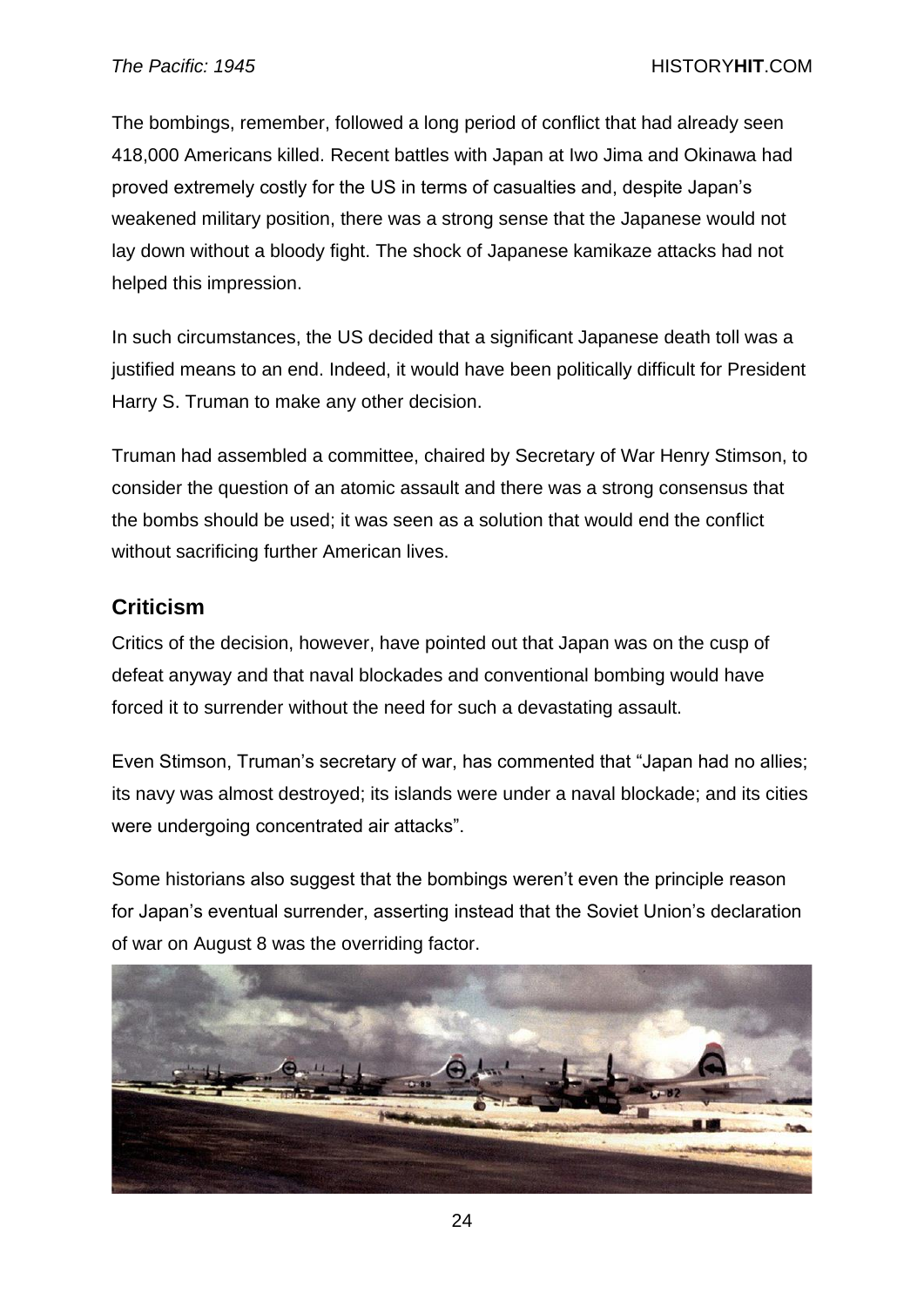The bombings, remember, followed a long period of conflict that had already seen 418,000 Americans killed. Recent battles with Japan at Iwo Jima and Okinawa had proved extremely costly for the US in terms of casualties and, despite Japan's weakened military position, there was a strong sense that the Japanese would not lay down without a bloody fight. The shock of Japanese kamikaze attacks had not helped this impression.

In such circumstances, the US decided that a significant Japanese death toll was a justified means to an end. Indeed, it would have been politically difficult for President Harry S. Truman to make any other decision.

Truman had assembled a committee, chaired by Secretary of War Henry Stimson, to consider the question of an atomic assault and there was a strong consensus that the bombs should be used; it was seen as a solution that would end the conflict without sacrificing further American lives.

## Criticism

Critics of the decision, however, have pointed out that Japan was on the cusp of defeat anyway and that naval blockades and conventional bombing would have forced it to surrender without the need for such a devastating assault.

Even Stimson, Truman's secretary of war, has commented that "Japan had no allies; its navy was almost destroyed; its islands were under a naval blockade; and its cities were undergoing concentrated air attacks".

Some historians also suggest that the bombings weren't even the principle reason for Japan's eventual surrender, asserting instead that the Soviet Union's declaration of war on August 8 was the overriding factor.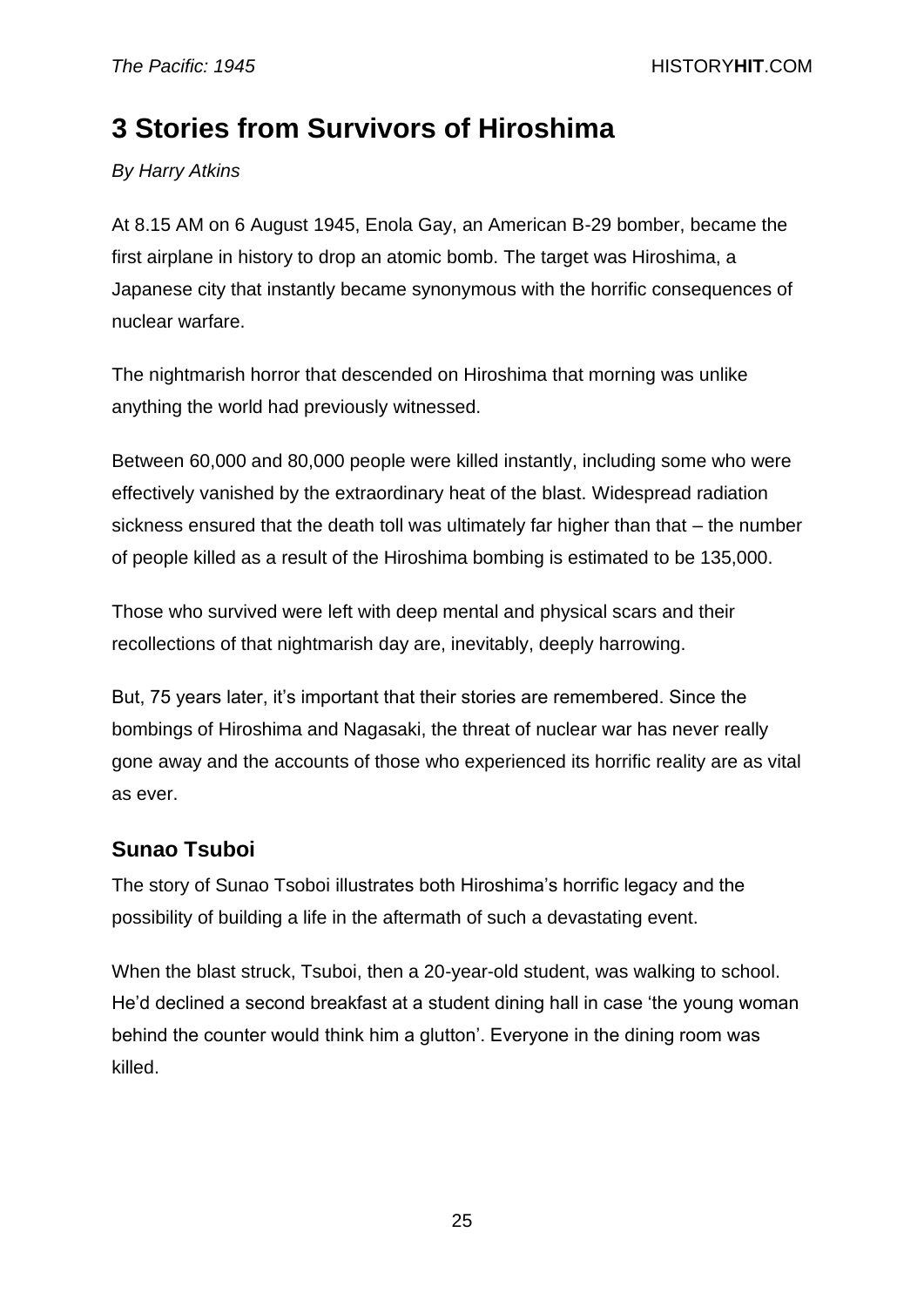# 3 Stories from Survivors of Hiroshima

*By Harry Atkins*

At 8.15 AM on 6 August 1945, Enola Gay, an American B-29 bomber, became the first airplane in history to drop an atomic bomb. The target was Hiroshima, a Japanese city that instantly became synonymous with the horrific consequences of nuclear warfare.

The nightmarish horror that descended on Hiroshima that morning was unlike anything the world had previously witnessed.

Between 60,000 and 80,000 people were killed instantly, including some who were effectively vanished by the extraordinary heat of the blast. Widespread radiation sickness ensured that the death toll was ultimately far higher than that – the number of people killed as a result of the Hiroshima bombing is estimated to be 135,000.

Those who survived were left with deep mental and physical scars and their recollections of that nightmarish day are, inevitably, deeply harrowing.

But, 75 years later, it's important that their stories are remembered. Since the bombings of Hiroshima and Nagasaki, the threat of nuclear war has never really gone away and the accounts of those who experienced its horrific reality are as vital as ever.

## Sunao Tsuboi

The story of Sunao Tsoboi illustrates both Hiroshima's horrific legacy and the possibility of building a life in the aftermath of such a devastating event.

When the blast struck, Tsuboi, then a 20-year-old student, was walking to school. He'd declined a second breakfast at a student dining hall in case 'the young woman behind the counter would think him a glutton'. Everyone in the dining room was killed.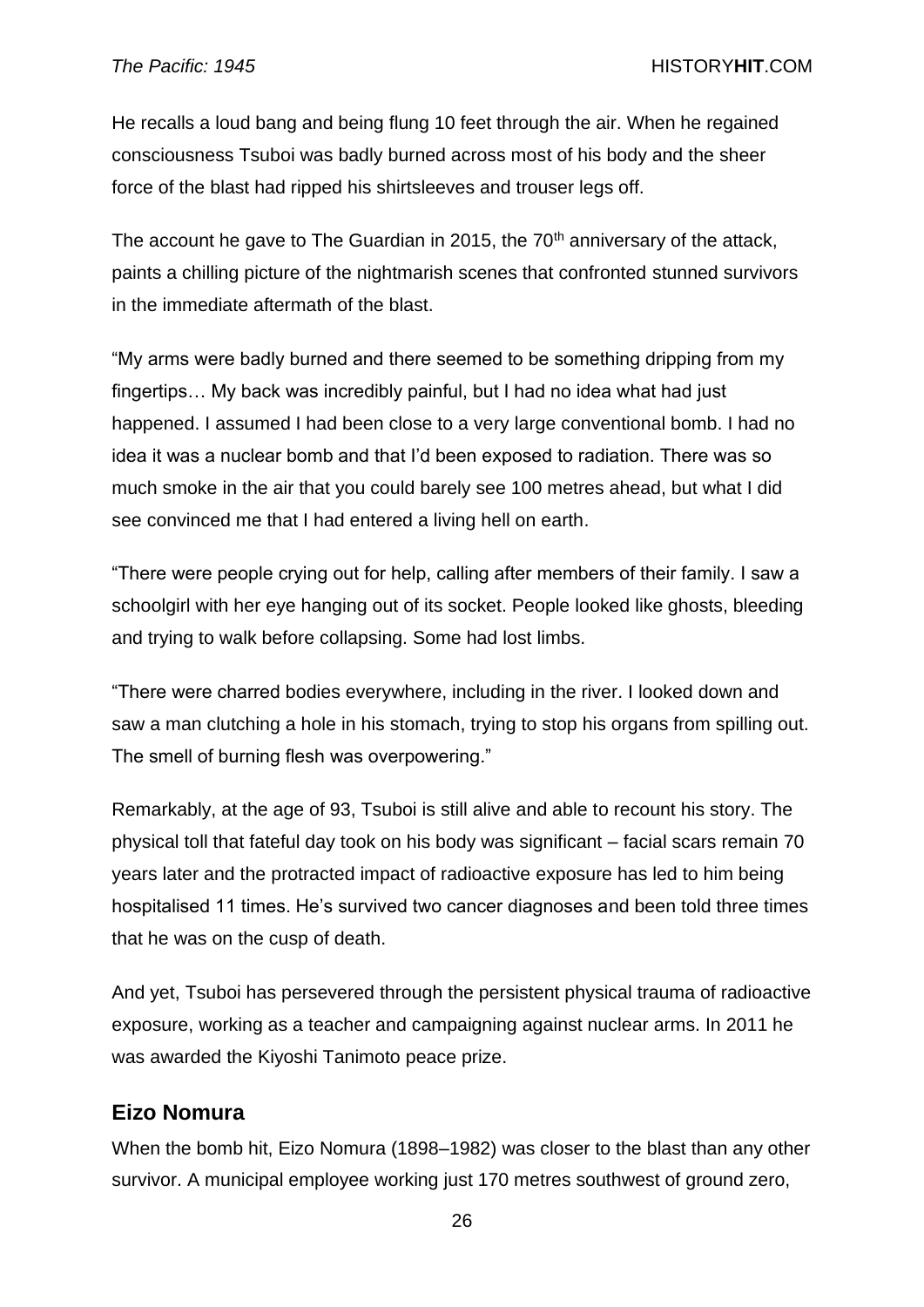He recalls a loud bang and being flung 10 feet through the air. When he regained consciousness Tsuboi was badly burned across most of his body and the sheer force of the blast had ripped his shirtsleeves and trouser legs off.

The account he gave to The Guardian in 2015, the 70th anniversary of the attack, paints a chilling picture of the nightmarish scenes that confronted stunned survivors in the immediate aftermath of the blast.

“My arms were badly burned and there seemed to be something dripping from my fingertips… My back was incredibly painful, but I had no idea what had just happened. I assumed I had been close to a very large conventional bomb. I had no idea it was a nuclear bomb and that I’d been exposed to radiation. There was so much smoke in the air that you could barely see 100 metres ahead, but what I did see convinced me that I had entered a living hell on earth.

“There were people crying out for help, calling after members of their family. I saw a schoolgirl with her eye hanging out of its socket. People looked like ghosts, bleeding and trying to walk before collapsing. Some had lost limbs.

“There were charred bodies everywhere, including in the river. I looked down and saw a man clutching a hole in his stomach, trying to stop his organs from spilling out. The smell of burning flesh was overpowering.”

Remarkably, at the age of 93, Tsuboi is still alive and able to recount his story. The physical toll that fateful day took on his body was significant – facial scars remain 70 years later and the protracted impact of radioactive exposure has led to him being hospitalised 11 times. He’s survived two cancer diagnoses and been told three times that he was on the cusp of death.

And yet, Tsuboi has persevered through the persistent physical trauma of radioactive exposure, working as a teacher and campaigning against nuclear arms. In 2011 he was awarded the Kiyoshi Tanimoto peace prize.

## Eizo Nomura

When the bomb hit, Eizo Nomura (1898–1982) was closer to the blast than any other survivor. A municipal employee working just 170 metres southwest of ground zero,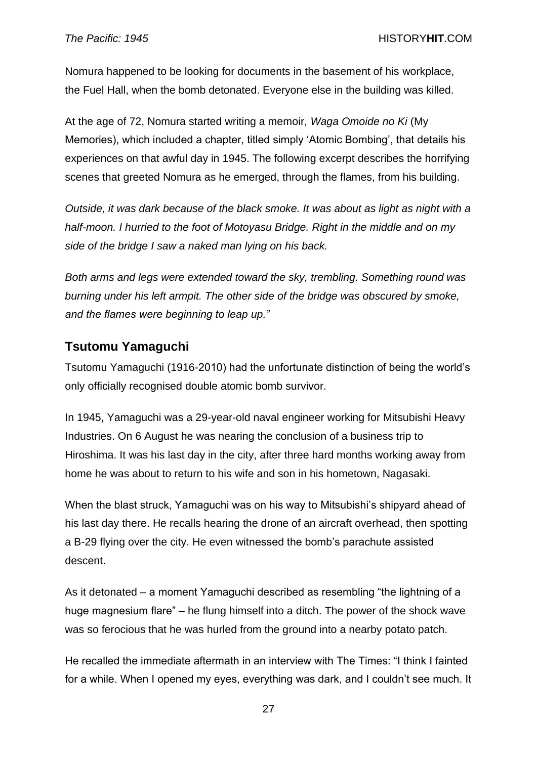Nomura happened to be looking for documents in the basement of his workplace, the Fuel Hall, when the bomb detonated. Everyone else in the building was killed.

At the age of 72, Nomura started writing a memoir, *Waga Omoide no Ki* (My Memories), which included a chapter, titled simply 'Atomic Bombing', that details his experiences on that awful day in 1945. The following excerpt describes the horrifying scenes that greeted Nomura as he emerged, through the flames, from his building.

*Outside, it was dark because of the black smoke. It was about as light as night with a half-moon. I hurried to the foot of Motoyasu Bridge. Right in the middle and on my side of the bridge I saw a naked man lying on his back.*

*Both arms and legs were extended toward the sky, trembling. Something round was burning under his left armpit. The other side of the bridge was obscured by smoke, and the flames were beginning to leap up."*

### Tsutomu Yamaguchi

Tsutomu Yamaguchi (1916-2010) had the unfortunate distinction of being the world's only officially recognised double atomic bomb survivor.

In 1945, Yamaguchi was a 29-year-old naval engineer working for Mitsubishi Heavy Industries. On 6 August he was nearing the conclusion of a business trip to Hiroshima. It was his last day in the city, after three hard months working away from home he was about to return to his wife and son in his hometown, Nagasaki.

When the blast struck, Yamaguchi was on his way to Mitsubishi's shipyard ahead of his last day there. He recalls hearing the drone of an aircraft overhead, then spotting a B-29 flying over the city. He even witnessed the bomb's parachute assisted descent.

As it detonated – a moment Yamaguchi described as resembling "the lightning of a huge magnesium flare" – he flung himself into a ditch. The power of the shock wave was so ferocious that he was hurled from the ground into a nearby potato patch.

He recalled the immediate aftermath in an interview with The Times: "I think I fainted for a while. When I opened my eyes, everything was dark, and I couldn't see much. It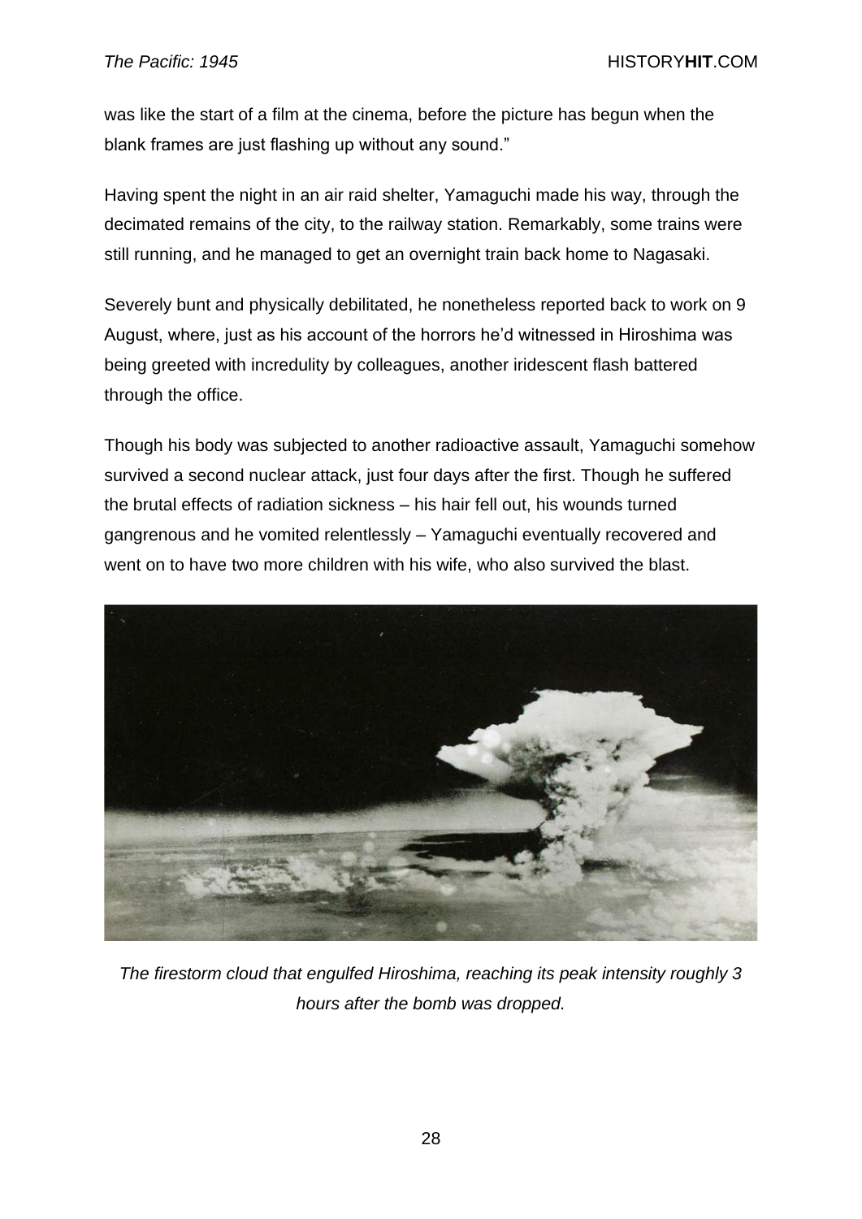was like the start of a film at the cinema, before the picture has begun when the blank frames are just flashing up without any sound."

Having spent the night in an air raid shelter, Yamaguchi made his way, through the decimated remains of the city, to the railway station. Remarkably, some trains were still running, and he managed to get an overnight train back home to Nagasaki.

Severely bunt and physically debilitated, he nonetheless reported back to work on 9 August, where, just as his account of the horrors he'd witnessed in Hiroshima was being greeted with incredulity by colleagues, another iridescent flash battered through the office.

Though his body was subjected to another radioactive assault, Yamaguchi somehow survived a second nuclear attack, just four days after the first. Though he suffered the brutal effects of radiation sickness – his hair fell out, his wounds turned gangrenous and he vomited relentlessly – Yamaguchi eventually recovered and went on to have two more children with his wife, who also survived the blast.

*The firestorm cloud that engulfed Hiroshima, reaching its peak intensity roughly 3 hours after the bomb was dropped.*